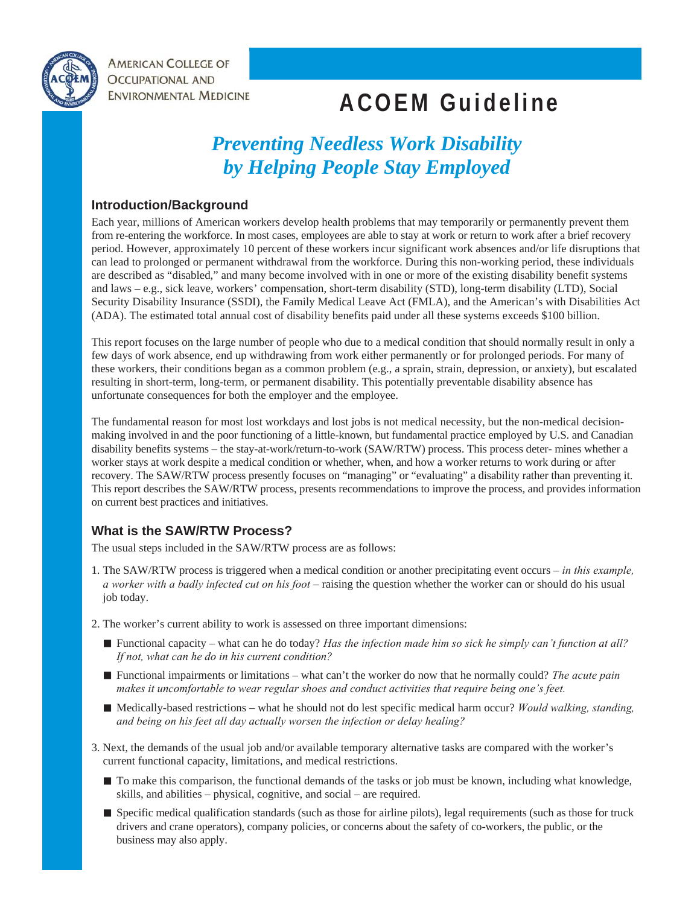American College of Occupational and Environmental Medicine

# ACOEM Guideline

## *Preventing Needless Work Disability by Helping People Stay Employed*

### Introduction/Background

Each year, millions of American workers develop health problems that may temporarily or permanently prevent them from re-entering the workforce. In most cases, employees are able to stay at work or return to work after a brief recovery period. However, approximately 10 percent of these workers incur significant work absences and/or life disruptions that can lead to prolonged or permanent withdrawal from the workforce. During this non-working period, these individuals are described as "disabled," and many become involved with in one or more of the existing disability benefit systems and laws – e.g., sick leave, workers' compensation, short-term disability (STD), long-term disability (LTD), Social Security Disability Insurance (SSDI), the Family Medical Leave Act (FMLA), and the American's with Disabilities Act (ADA). The estimated total annual cost of disability benefits paid under all these systems exceeds $100 billion.

This report focuses on the large number of people who due to a medical condition that should normally result in only a few days of work absence, end up withdrawing from work either permanently or for prolonged periods. For many of these workers, their conditions began as a common problem (e.g., a sprain, strain, depression, or anxiety), but escalated resulting in short-term, long-term, or permanent disability. This potentially preventable disability absence has unfortunate consequences for both the employer and the employee.

The fundamental reason for most lost workdays and lost jobs is not medical necessity, but the non-medical decision-making involved in and the poor functioning of a little-known, but fundamental practice employed by U.S. and Canadian disability benefits systems – the stay-at-work/return-to-work (SAW/RTW) process. This process deter- mines whether a worker stays at work despite a medical condition or whether, when, and how a worker returns to work during or after recovery. The SAW/RTW process presently focuses on "managing" or "evaluating" a disability rather than preventing it. This report describes the SAW/RTW process, presents recommendations to improve the process, and provides information on current best practices and initiatives.

### What is the SAW/RTW Process?

The usual steps included in the SAW/RTW process are as follows:

1. The SAW/RTW process is triggered when a medical condition or another precipitating event occurs – *in this example, a worker with a badly infected cut on his foot* – raising the question whether the worker can or should do his usual job today.

2. The worker's current ability to work is assessed on three important dimensions:
   - Functional capacity – what can he do today? *Has the infection made him so sick he simply can't function at all? If not, what can he do in his current condition?*
   - Functional impairments or limitations – what can't the worker do now that he normally could? *The acute pain makes it uncomfortable to wear regular shoes and conduct activities that require being one's feet.*
   - Medically-based restrictions – what he should not do lest specific medical harm occur? *Would walking, standing, and being on his feet all day actually worsen the infection or delay healing?*

3. Next, the demands of the usual job and/or available temporary alternative tasks are compared with the worker's current functional capacity, limitations, and medical restrictions.
   - To make this comparison, the functional demands of the tasks or job must be known, including what knowledge, skills, and abilities – physical, cognitive, and social – are required.
   - Specific medical qualification standards (such as those for airline pilots), legal requirements (such as those for truck drivers and crane operators), company policies, or concerns about the safety of co-workers, the public, or the business may also apply.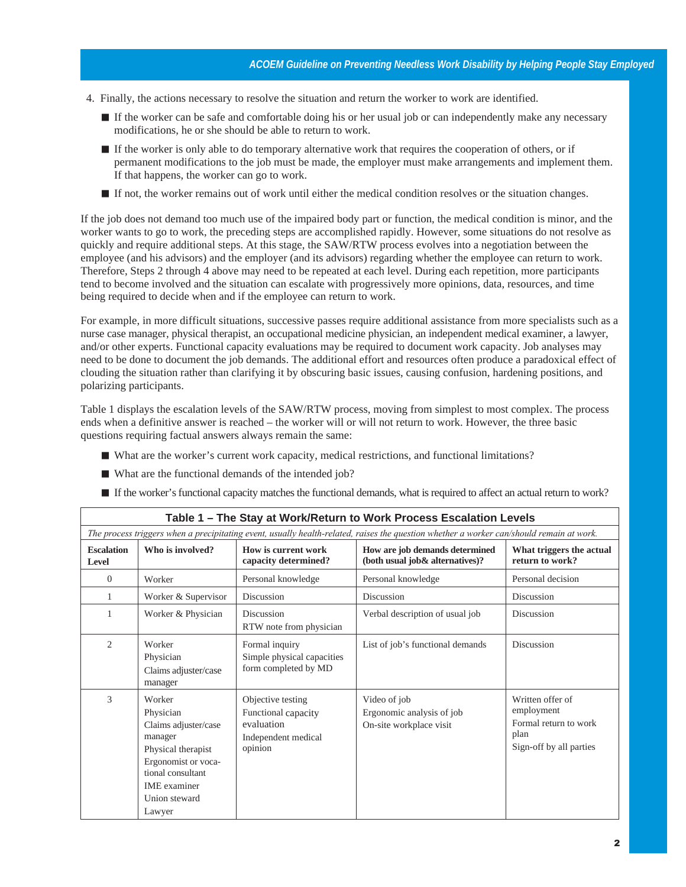4. Finally, the actions necessary to resolve the situation and return the worker to work are identified.
   - If the worker can be safe and comfortable doing his or her usual job or can independently make any necessary modifications, he or she should be able to return to work.
   - If the worker is only able to do temporary alternative work that requires the cooperation of others, or if permanent modifications to the job must be made, the employer must make arrangements and implement them. If that happens, the worker can go to work.
   - If not, the worker remains out of work until either the medical condition resolves or the situation changes.

If the job does not demand too much use of the impaired body part or function, the medical condition is minor, and the worker wants to go to work, the preceding steps are accomplished rapidly. However, some situations do not resolve as quickly and require additional steps. At this stage, the SAW/RTW process evolves into a negotiation between the employee (and his advisors) and the employer (and its advisors) regarding whether the employee can return to work. Therefore, Steps 2 through 4 above may need to be repeated at each level. During each repetition, more participants tend to become involved and the situation can escalate with progressively more opinions, data, resources, and time being required to decide when and if the employee can return to work.

For example, in more difficult situations, successive passes require additional assistance from more specialists such as a nurse case manager, physical therapist, an occupational medicine physician, an independent medical examiner, a lawyer, and/or other experts. Functional capacity evaluations may be required to document work capacity. Job analyses may need to be done to document the job demands. The additional effort and resources often produce a paradoxical effect of clouding the situation rather than clarifying it by obscuring basic issues, causing confusion, hardening positions, and polarizing participants.

Table 1 displays the escalation levels of the SAW/RTW process, moving from simplest to most complex. The process ends when a definitive answer is reached – the worker will or will not return to work. However, the three basic questions requiring factual answers always remain the same:

- What are the worker's current work capacity, medical restrictions, and functional limitations?
- What are the functional demands of the intended job?
- If the worker's functional capacity matches the functional demands, what is required to affect an actual return to work?

**Table 1 – The Stay at Work/Return to Work Process Escalation Levels**

*The process triggers when a precipitating event, usually health-related, raises the question whether a worker can/should remain at work.*

| Escalation Level | Who is involved? | How is current work capacity determined? | How are job demands determined (both usual job& alternatives)? | What triggers the actual return to work? |
|---|---|---|---|---|
| 0 | Worker | Personal knowledge | Personal knowledge | Personal decision |
| 1 | Worker & Supervisor | Discussion | Discussion | Discussion |
| 1 | Worker & Physician | Discussion<br>RTW note from physician | Verbal description of usual job | Discussion |
| 2 | Worker<br>Physician<br>Claims adjuster/case manager | Formal inquiry<br>Simple physical capacities form completed by MD | List of job's functional demands | Discussion |
| 3 | Worker<br>Physician<br>Claims adjuster/case manager<br>Physical therapist<br>Ergonomist or vocational consultant<br>IME examiner<br>Union steward<br>Lawyer | Objective testing<br>Functional capacity evaluation<br>Independent medical opinion | Video of job<br>Ergonomic analysis of job<br>On-site workplace visit | Written offer of employment<br>Formal return to work plan<br>Sign-off by all parties |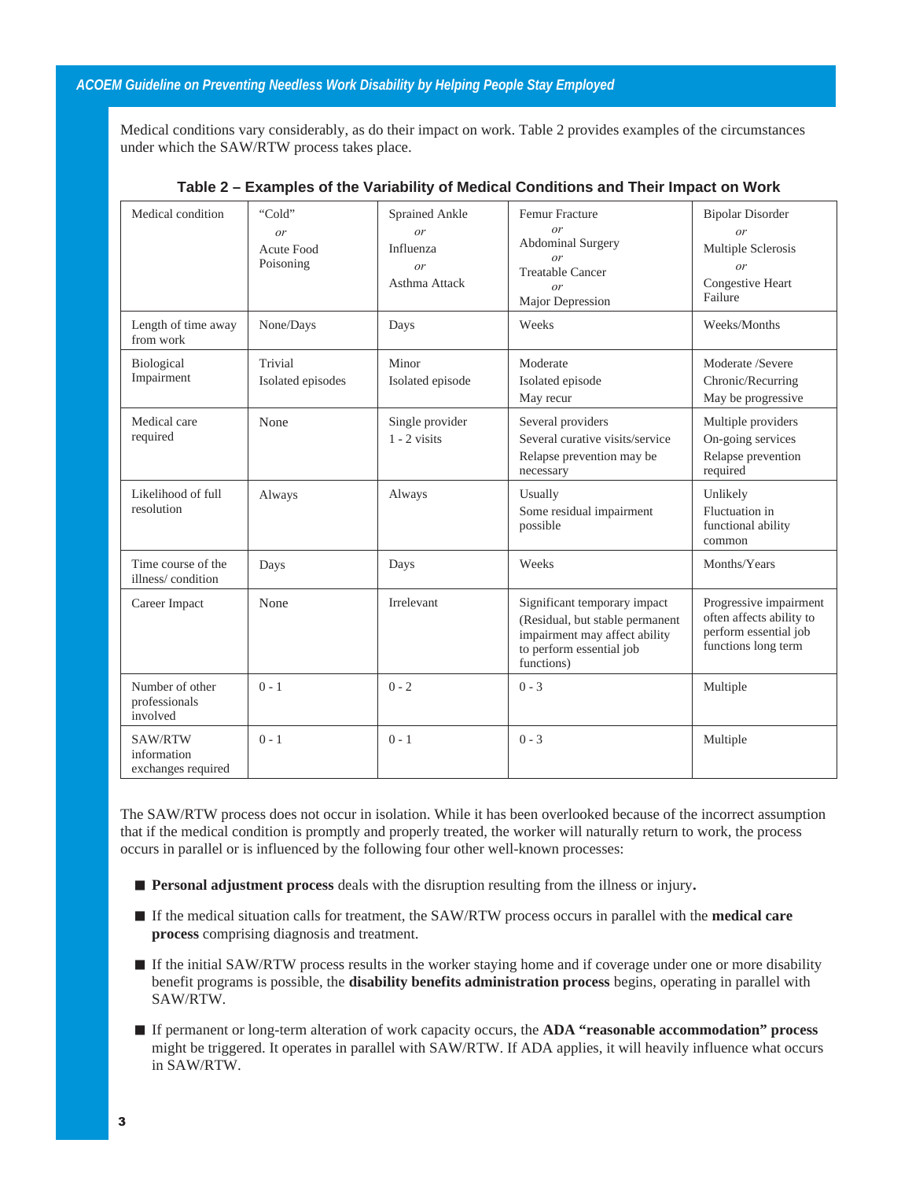Medical conditions vary considerably, as do their impact on work. Table 2 provides examples of the circumstances under which the SAW/RTW process takes place.

**Table 2 – Examples of the Variability of Medical Conditions and Their Impact on Work**

| Medical condition | "Cold" *or* Acute Food Poisoning | Sprained Ankle *or* Influenza *or* Asthma Attack | Femur Fracture *or* Abdominal Surgery *or* Treatable Cancer *or* Major Depression | Bipolar Disorder *or* Multiple Sclerosis *or* Congestive Heart Failure |
|---|---|---|---|---|
| Length of time away from work | None/Days | Days | Weeks | Weeks/Months |
| Biological Impairment | Trivial<br>Isolated episodes | Minor<br>Isolated episode | Moderate<br>Isolated episode<br>May recur | Moderate /Severe<br>Chronic/Recurring<br>May be progressive |
| Medical care required | None | Single provider<br>1 - 2 visits | Several providers<br>Several curative visits/service<br>Relapse prevention may be necessary | Multiple providers<br>On-going services<br>Relapse prevention required |
| Likelihood of full resolution | Always | Always | Usually<br>Some residual impairment possible | Unlikely<br>Fluctuation in functional ability common |
| Time course of the illness/ condition | Days | Days | Weeks | Months/Years |
| Career Impact | None | Irrelevant | Significant temporary impact<br>(Residual, but stable permanent impairment may affect ability to perform essential job functions) | Progressive impairment often affects ability to perform essential job functions long term |
| Number of other professionals involved | 0 - 1 | 0 - 2 | 0 - 3 | Multiple |
| SAW/RTW information exchanges required | 0 - 1 | 0 - 1 | 0 - 3 | Multiple |

The SAW/RTW process does not occur in isolation. While it has been overlooked because of the incorrect assumption that if the medical condition is promptly and properly treated, the worker will naturally return to work, the process occurs in parallel or is influenced by the following four other well-known processes:

- **Personal adjustment process** deals with the disruption resulting from the illness or injury**.**
- If the medical situation calls for treatment, the SAW/RTW process occurs in parallel with the **medical care process** comprising diagnosis and treatment.
- If the initial SAW/RTW process results in the worker staying home and if coverage under one or more disability benefit programs is possible, the **disability benefits administration process** begins, operating in parallel with SAW/RTW.
- If permanent or long-term alteration of work capacity occurs, the **ADA "reasonable accommodation" process** might be triggered. It operates in parallel with SAW/RTW. If ADA applies, it will heavily influence what occurs in SAW/RTW.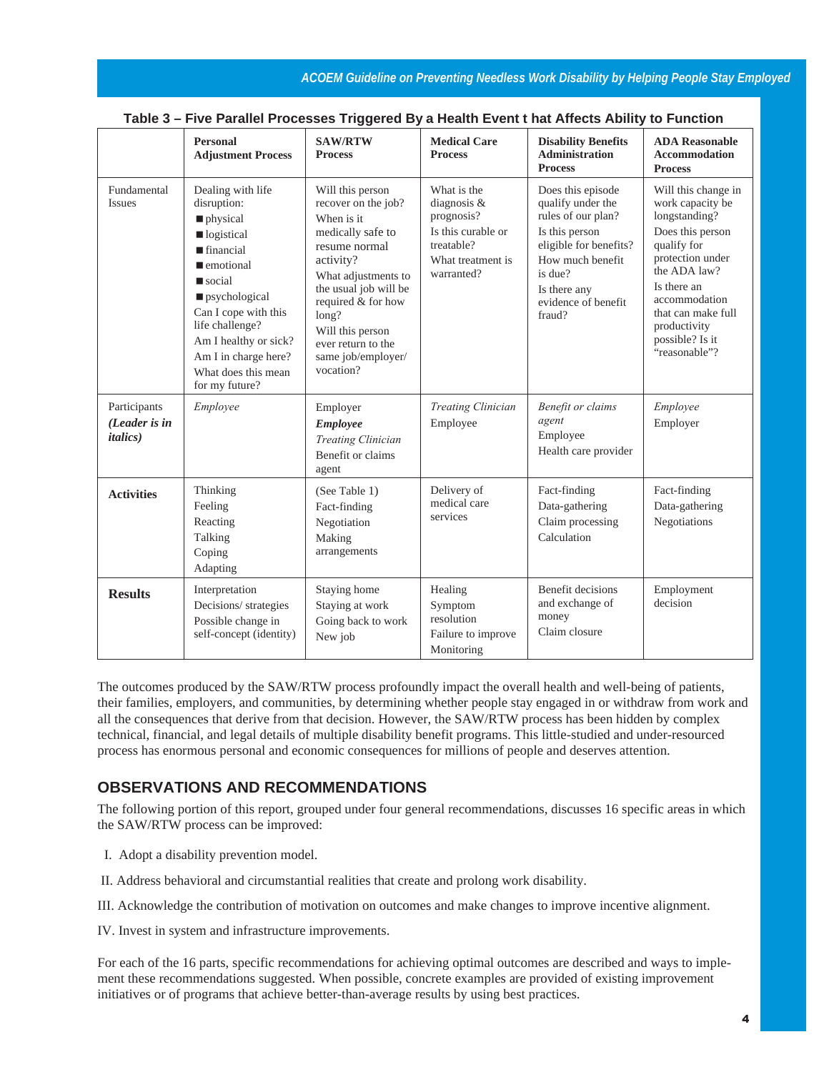**Table 3 – Five Parallel Processes Triggered By a Health Event t hat Affects Ability to Function**

| | Personal Adjustment Process | SAW/RTW Process | Medical Care Process | Disability Benefits Administration Process | ADA Reasonable Accommodation Process |
|---|---|---|---|---|---|
| Fundamental Issues | Dealing with life disruption: ■ physical ■ logistical ■ financial ■ emotional ■ social ■ psychological Can I cope with this life challenge? Am I healthy or sick? Am I in charge here? What does this mean for my future? | Will this person recover on the job? When is it medically safe to resume normal activity? What adjustments to the usual job will be required & for how long? Will this person ever return to the same job/employer/ vocation? | What is the diagnosis & prognosis? Is this curable or treatable? What treatment is warranted? | Does this episode qualify under the rules of our plan? Is this person eligible for benefits? How much benefit is due? Is there any evidence of benefit fraud? | Will this change in work capacity be longstanding? Does this person qualify for protection under the ADA law? Is there an accommodation that can make full productivity possible? Is it "reasonable"? |
| Participants ***(Leader is in italics)*** | *Employee* | Employer ***Employee*** *Treating Clinician* Benefit or claims agent | *Treating Clinician* Employee | *Benefit or claims agent* Employee Health care provider | *Employee* Employer |
| **Activities** | Thinking Feeling Reacting Talking Coping Adapting | (See Table 1) Fact-finding Negotiation Making arrangements | Delivery of medical care services | Fact-finding Data-gathering Claim processing Calculation | Fact-finding Data-gathering Negotiations |
| **Results** | Interpretation Decisions/ strategies Possible change in self-concept (identity) | Staying home Staying at work Going back to work New job | Healing Symptom resolution Failure to improve Monitoring | Benefit decisions and exchange of money Claim closure | Employment decision |

The outcomes produced by the SAW/RTW process profoundly impact the overall health and well-being of patients, their families, employers, and communities, by determining whether people stay engaged in or withdraw from work and all the consequences that derive from that decision. However, the SAW/RTW process has been hidden by complex technical, financial, and legal details of multiple disability benefit programs. This little-studied and under-resourced process has enormous personal and economic consequences for millions of people and deserves attention.

## OBSERVATIONS AND RECOMMENDATIONS

The following portion of this report, grouped under four general recommendations, discusses 16 specific areas in which the SAW/RTW process can be improved:

I. Adopt a disability prevention model.

II. Address behavioral and circumstantial realities that create and prolong work disability.

III. Acknowledge the contribution of motivation on outcomes and make changes to improve incentive alignment.

IV. Invest in system and infrastructure improvements.

For each of the 16 parts, specific recommendations for achieving optimal outcomes are described and ways to implement these recommendations suggested. When possible, concrete examples are provided of existing improvement initiatives or of programs that achieve better-than-average results by using best practices.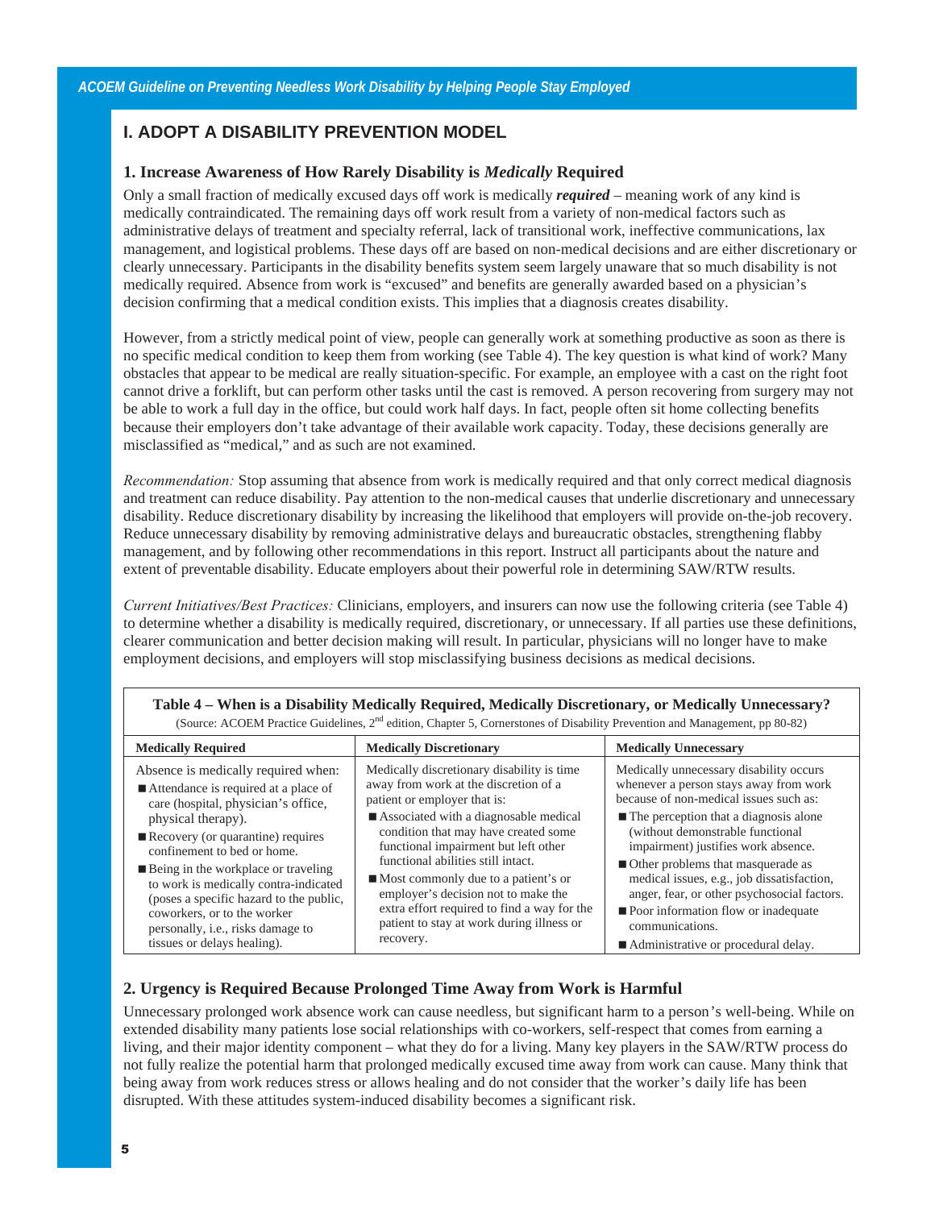## I. ADOPT A DISABILITY PREVENTION MODEL

### 1. Increase Awareness of How Rarely Disability is *Medically* Required

Only a small fraction of medically excused days off work is medically ***required*** – meaning work of any kind is medically contraindicated. The remaining days off work result from a variety of non-medical factors such as administrative delays of treatment and specialty referral, lack of transitional work, ineffective communications, lax management, and logistical problems. These days off are based on non-medical decisions and are either discretionary or clearly unnecessary. Participants in the disability benefits system seem largely unaware that so much disability is not medically required. Absence from work is "excused" and benefits are generally awarded based on a physician's decision confirming that a medical condition exists. This implies that a diagnosis creates disability.

However, from a strictly medical point of view, people can generally work at something productive as soon as there is no specific medical condition to keep them from working (see Table 4). The key question is what kind of work? Many obstacles that appear to be medical are really situation-specific. For example, an employee with a cast on the right foot cannot drive a forklift, but can perform other tasks until the cast is removed. A person recovering from surgery may not be able to work a full day in the office, but could work half days. In fact, people often sit home collecting benefits because their employers don't take advantage of their available work capacity. Today, these decisions generally are misclassified as "medical," and as such are not examined.

*Recommendation:* Stop assuming that absence from work is medically required and that only correct medical diagnosis and treatment can reduce disability. Pay attention to the non-medical causes that underlie discretionary and unnecessary disability. Reduce discretionary disability by increasing the likelihood that employers will provide on-the-job recovery. Reduce unnecessary disability by removing administrative delays and bureaucratic obstacles, strengthening flabby management, and by following other recommendations in this report. Instruct all participants about the nature and extent of preventable disability. Educate employers about their powerful role in determining SAW/RTW results.

*Current Initiatives/Best Practices:* Clinicians, employers, and insurers can now use the following criteria (see Table 4) to determine whether a disability is medically required, discretionary, or unnecessary. If all parties use these definitions, clearer communication and better decision making will result. In particular, physicians will no longer have to make employment decisions, and employers will stop misclassifying business decisions as medical decisions.

**Table 4 – When is a Disability Medically Required, Medically Discretionary, or Medically Unnecessary?**
(Source: ACOEM Practice Guidelines, 2nd edition, Chapter 5, Cornerstones of Disability Prevention and Management, pp 80-82)

| Medically Required | Medically Discretionary | Medically Unnecessary |
|---|---|---|
| Absence is medically required when:<br>■ Attendance is required at a place of care (hospital, physician's office, physical therapy).<br>■ Recovery (or quarantine) requires confinement to bed or home.<br>■ Being in the workplace or traveling to work is medically contra-indicated (poses a specific hazard to the public, coworkers, or to the worker personally, i.e., risks damage to tissues or delays healing). | Medically discretionary disability is time away from work at the discretion of a patient or employer that is:<br>■ Associated with a diagnosable medical condition that may have created some functional impairment but left other functional abilities still intact.<br>■ Most commonly due to a patient's or employer's decision not to make the extra effort required to find a way for the patient to stay at work during illness or recovery. | Medically unnecessary disability occurs whenever a person stays away from work because of non-medical issues such as:<br>■ The perception that a diagnosis alone (without demonstrable functional impairment) justifies work absence.<br>■ Other problems that masquerade as medical issues, e.g., job dissatisfaction, anger, fear, or other psychosocial factors.<br>■ Poor information flow or inadequate communications.<br>■ Administrative or procedural delay. |

### 2. Urgency is Required Because Prolonged Time Away from Work is Harmful

Unnecessary prolonged work absence work can cause needless, but significant harm to a person's well-being. While on extended disability many patients lose social relationships with co-workers, self-respect that comes from earning a living, and their major identity component – what they do for a living. Many key players in the SAW/RTW process do not fully realize the potential harm that prolonged medically excused time away from work can cause. Many think that being away from work reduces stress or allows healing and do not consider that the worker's daily life has been disrupted. With these attitudes system-induced disability becomes a significant risk.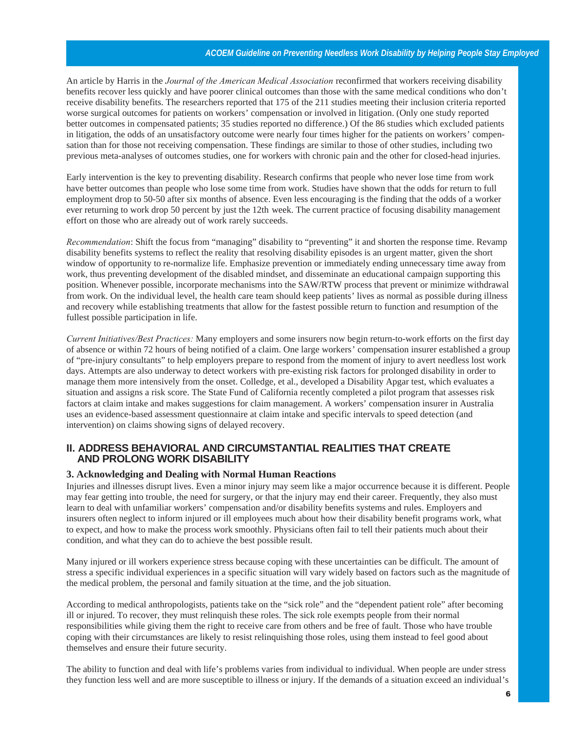An article by Harris in the *Journal of the American Medical Association* reconfirmed that workers receiving disability benefits recover less quickly and have poorer clinical outcomes than those with the same medical conditions who don't receive disability benefits. The researchers reported that 175 of the 211 studies meeting their inclusion criteria reported worse surgical outcomes for patients on workers' compensation or involved in litigation. (Only one study reported better outcomes in compensated patients; 35 studies reported no difference.) Of the 86 studies which excluded patients in litigation, the odds of an unsatisfactory outcome were nearly four times higher for the patients on workers' compensation than for those not receiving compensation. These findings are similar to those of other studies, including two previous meta-analyses of outcomes studies, one for workers with chronic pain and the other for closed-head injuries.

Early intervention is the key to preventing disability. Research confirms that people who never lose time from work have better outcomes than people who lose some time from work. Studies have shown that the odds for return to full employment drop to 50-50 after six months of absence. Even less encouraging is the finding that the odds of a worker ever returning to work drop 50 percent by just the 12th week. The current practice of focusing disability management effort on those who are already out of work rarely succeeds.

*Recommendation*: Shift the focus from "managing" disability to "preventing" it and shorten the response time. Revamp disability benefits systems to reflect the reality that resolving disability episodes is an urgent matter, given the short window of opportunity to re-normalize life. Emphasize prevention or immediately ending unnecessary time away from work, thus preventing development of the disabled mindset, and disseminate an educational campaign supporting this position. Whenever possible, incorporate mechanisms into the SAW/RTW process that prevent or minimize withdrawal from work. On the individual level, the health care team should keep patients' lives as normal as possible during illness and recovery while establishing treatments that allow for the fastest possible return to function and resumption of the fullest possible participation in life.

*Current Initiatives/Best Practices:* Many employers and some insurers now begin return-to-work efforts on the first day of absence or within 72 hours of being notified of a claim. One large workers' compensation insurer established a group of "pre-injury consultants" to help employers prepare to respond from the moment of injury to avert needless lost work days. Attempts are also underway to detect workers with pre-existing risk factors for prolonged disability in order to manage them more intensively from the onset. Colledge, et al., developed a Disability Apgar test, which evaluates a situation and assigns a risk score. The State Fund of California recently completed a pilot program that assesses risk factors at claim intake and makes suggestions for claim management. A workers' compensation insurer in Australia uses an evidence-based assessment questionnaire at claim intake and specific intervals to speed detection (and intervention) on claims showing signs of delayed recovery.

## II. ADDRESS BEHAVIORAL AND CIRCUMSTANTIAL REALITIES THAT CREATE AND PROLONG WORK DISABILITY

### 3. Acknowledging and Dealing with Normal Human Reactions

Injuries and illnesses disrupt lives. Even a minor injury may seem like a major occurrence because it is different. People may fear getting into trouble, the need for surgery, or that the injury may end their career. Frequently, they also must learn to deal with unfamiliar workers' compensation and/or disability benefits systems and rules. Employers and insurers often neglect to inform injured or ill employees much about how their disability benefit programs work, what to expect, and how to make the process work smoothly. Physicians often fail to tell their patients much about their condition, and what they can do to achieve the best possible result.

Many injured or ill workers experience stress because coping with these uncertainties can be difficult. The amount of stress a specific individual experiences in a specific situation will vary widely based on factors such as the magnitude of the medical problem, the personal and family situation at the time, and the job situation.

According to medical anthropologists, patients take on the "sick role" and the "dependent patient role" after becoming ill or injured. To recover, they must relinquish these roles. The sick role exempts people from their normal responsibilities while giving them the right to receive care from others and be free of fault. Those who have trouble coping with their circumstances are likely to resist relinquishing those roles, using them instead to feel good about themselves and ensure their future security.

The ability to function and deal with life's problems varies from individual to individual. When people are under stress they function less well and are more susceptible to illness or injury. If the demands of a situation exceed an individual's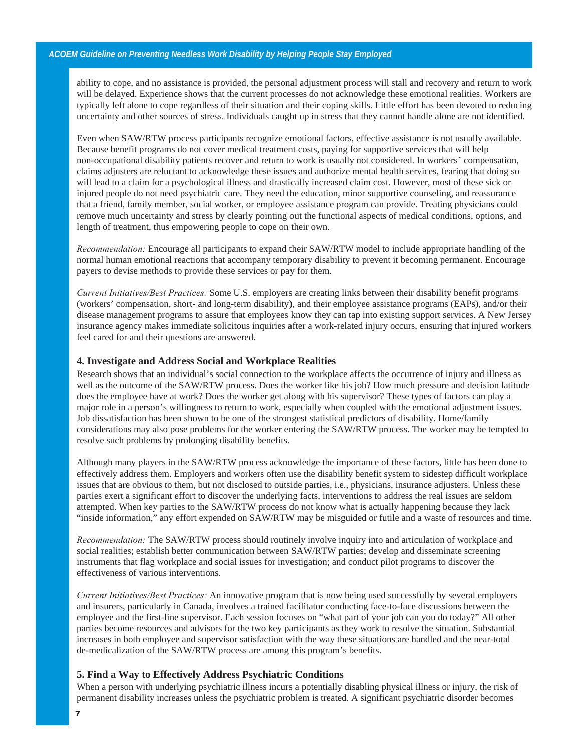ability to cope, and no assistance is provided, the personal adjustment process will stall and recovery and return to work will be delayed. Experience shows that the current processes do not acknowledge these emotional realities. Workers are typically left alone to cope regardless of their situation and their coping skills. Little effort has been devoted to reducing uncertainty and other sources of stress. Individuals caught up in stress that they cannot handle alone are not identified.

Even when SAW/RTW process participants recognize emotional factors, effective assistance is not usually available. Because benefit programs do not cover medical treatment costs, paying for supportive services that will help non-occupational disability patients recover and return to work is usually not considered. In workers' compensation, claims adjusters are reluctant to acknowledge these issues and authorize mental health services, fearing that doing so will lead to a claim for a psychological illness and drastically increased claim cost. However, most of these sick or injured people do not need psychiatric care. They need the education, minor supportive counseling, and reassurance that a friend, family member, social worker, or employee assistance program can provide. Treating physicians could remove much uncertainty and stress by clearly pointing out the functional aspects of medical conditions, options, and length of treatment, thus empowering people to cope on their own.

*Recommendation:* Encourage all participants to expand their SAW/RTW model to include appropriate handling of the normal human emotional reactions that accompany temporary disability to prevent it becoming permanent. Encourage payers to devise methods to provide these services or pay for them.

*Current Initiatives/Best Practices:* Some U.S. employers are creating links between their disability benefit programs (workers' compensation, short- and long-term disability), and their employee assistance programs (EAPs), and/or their disease management programs to assure that employees know they can tap into existing support services. A New Jersey insurance agency makes immediate solicitous inquiries after a work-related injury occurs, ensuring that injured workers feel cared for and their questions are answered.

### 4. Investigate and Address Social and Workplace Realities

Research shows that an individual's social connection to the workplace affects the occurrence of injury and illness as well as the outcome of the SAW/RTW process. Does the worker like his job? How much pressure and decision latitude does the employee have at work? Does the worker get along with his supervisor? These types of factors can play a major role in a person's willingness to return to work, especially when coupled with the emotional adjustment issues. Job dissatisfaction has been shown to be one of the strongest statistical predictors of disability. Home/family considerations may also pose problems for the worker entering the SAW/RTW process. The worker may be tempted to resolve such problems by prolonging disability benefits.

Although many players in the SAW/RTW process acknowledge the importance of these factors, little has been done to effectively address them. Employers and workers often use the disability benefit system to sidestep difficult workplace issues that are obvious to them, but not disclosed to outside parties, i.e., physicians, insurance adjusters. Unless these parties exert a significant effort to discover the underlying facts, interventions to address the real issues are seldom attempted. When key parties to the SAW/RTW process do not know what is actually happening because they lack "inside information," any effort expended on SAW/RTW may be misguided or futile and a waste of resources and time.

*Recommendation:* The SAW/RTW process should routinely involve inquiry into and articulation of workplace and social realities; establish better communication between SAW/RTW parties; develop and disseminate screening instruments that flag workplace and social issues for investigation; and conduct pilot programs to discover the effectiveness of various interventions.

*Current Initiatives/Best Practices:* An innovative program that is now being used successfully by several employers and insurers, particularly in Canada, involves a trained facilitator conducting face-to-face discussions between the employee and the first-line supervisor. Each session focuses on "what part of your job can you do today?" All other parties become resources and advisors for the two key participants as they work to resolve the situation. Substantial increases in both employee and supervisor satisfaction with the way these situations are handled and the near-total de-medicalization of the SAW/RTW process are among this program's benefits.

### 5. Find a Way to Effectively Address Psychiatric Conditions

When a person with underlying psychiatric illness incurs a potentially disabling physical illness or injury, the risk of permanent disability increases unless the psychiatric problem is treated. A significant psychiatric disorder becomes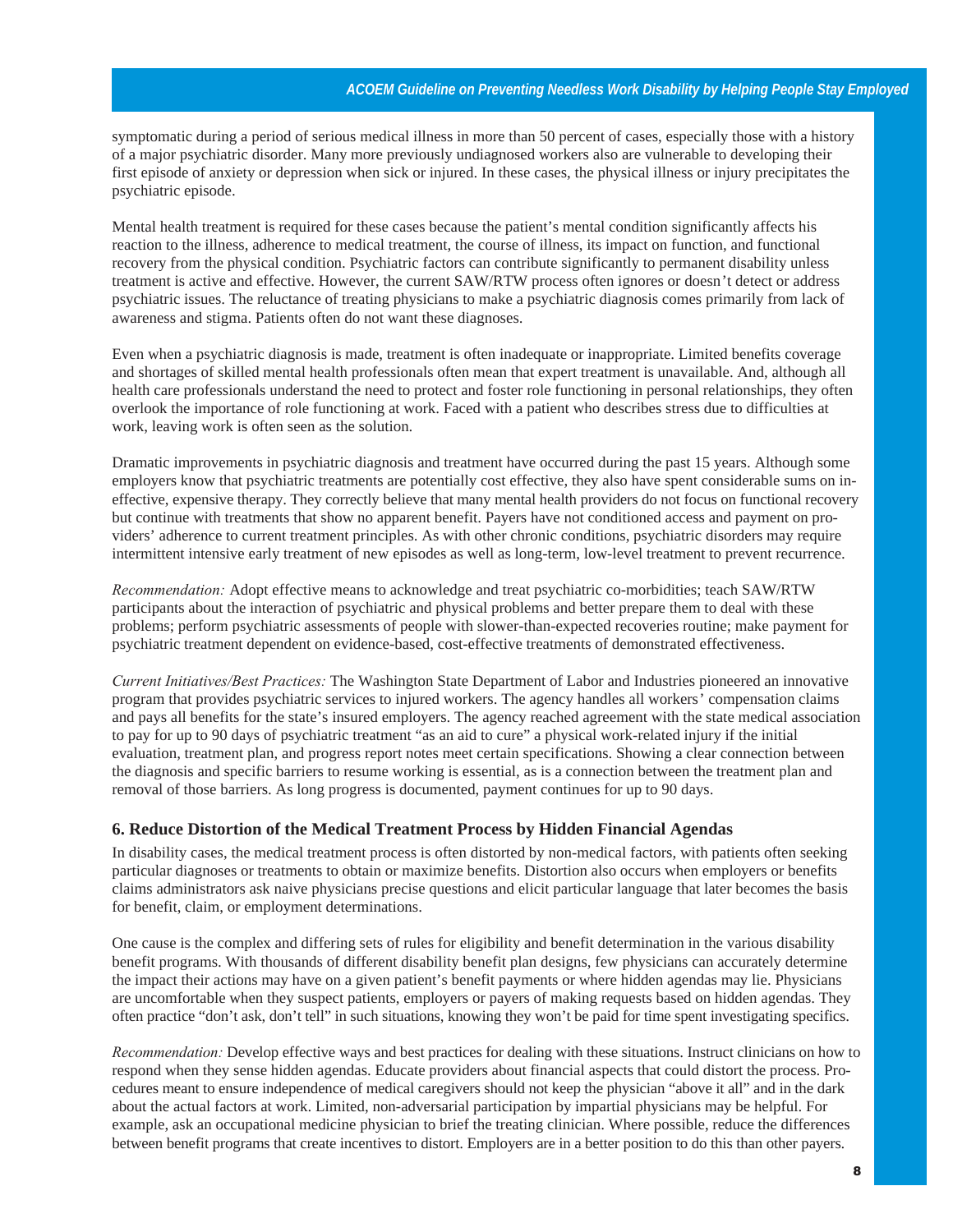symptomatic during a period of serious medical illness in more than 50 percent of cases, especially those with a history of a major psychiatric disorder. Many more previously undiagnosed workers also are vulnerable to developing their first episode of anxiety or depression when sick or injured. In these cases, the physical illness or injury precipitates the psychiatric episode.

Mental health treatment is required for these cases because the patient's mental condition significantly affects his reaction to the illness, adherence to medical treatment, the course of illness, its impact on function, and functional recovery from the physical condition. Psychiatric factors can contribute significantly to permanent disability unless treatment is active and effective. However, the current SAW/RTW process often ignores or doesn't detect or address psychiatric issues. The reluctance of treating physicians to make a psychiatric diagnosis comes primarily from lack of awareness and stigma. Patients often do not want these diagnoses.

Even when a psychiatric diagnosis is made, treatment is often inadequate or inappropriate. Limited benefits coverage and shortages of skilled mental health professionals often mean that expert treatment is unavailable. And, although all health care professionals understand the need to protect and foster role functioning in personal relationships, they often overlook the importance of role functioning at work. Faced with a patient who describes stress due to difficulties at work, leaving work is often seen as the solution.

Dramatic improvements in psychiatric diagnosis and treatment have occurred during the past 15 years. Although some employers know that psychiatric treatments are potentially cost effective, they also have spent considerable sums on ineffective, expensive therapy. They correctly believe that many mental health providers do not focus on functional recovery but continue with treatments that show no apparent benefit. Payers have not conditioned access and payment on providers' adherence to current treatment principles. As with other chronic conditions, psychiatric disorders may require intermittent intensive early treatment of new episodes as well as long-term, low-level treatment to prevent recurrence.

*Recommendation:* Adopt effective means to acknowledge and treat psychiatric co-morbidities; teach SAW/RTW participants about the interaction of psychiatric and physical problems and better prepare them to deal with these problems; perform psychiatric assessments of people with slower-than-expected recoveries routine; make payment for psychiatric treatment dependent on evidence-based, cost-effective treatments of demonstrated effectiveness.

*Current Initiatives/Best Practices:* The Washington State Department of Labor and Industries pioneered an innovative program that provides psychiatric services to injured workers. The agency handles all workers' compensation claims and pays all benefits for the state's insured employers. The agency reached agreement with the state medical association to pay for up to 90 days of psychiatric treatment "as an aid to cure" a physical work-related injury if the initial evaluation, treatment plan, and progress report notes meet certain specifications. Showing a clear connection between the diagnosis and specific barriers to resume working is essential, as is a connection between the treatment plan and removal of those barriers. As long progress is documented, payment continues for up to 90 days.

### 6. Reduce Distortion of the Medical Treatment Process by Hidden Financial Agendas

In disability cases, the medical treatment process is often distorted by non-medical factors, with patients often seeking particular diagnoses or treatments to obtain or maximize benefits. Distortion also occurs when employers or benefits claims administrators ask naive physicians precise questions and elicit particular language that later becomes the basis for benefit, claim, or employment determinations.

One cause is the complex and differing sets of rules for eligibility and benefit determination in the various disability benefit programs. With thousands of different disability benefit plan designs, few physicians can accurately determine the impact their actions may have on a given patient's benefit payments or where hidden agendas may lie. Physicians are uncomfortable when they suspect patients, employers or payers of making requests based on hidden agendas. They often practice "don't ask, don't tell" in such situations, knowing they won't be paid for time spent investigating specifics.

*Recommendation:* Develop effective ways and best practices for dealing with these situations. Instruct clinicians on how to respond when they sense hidden agendas. Educate providers about financial aspects that could distort the process. Procedures meant to ensure independence of medical caregivers should not keep the physician "above it all" and in the dark about the actual factors at work. Limited, non-adversarial participation by impartial physicians may be helpful. For example, ask an occupational medicine physician to brief the treating clinician. Where possible, reduce the differences between benefit programs that create incentives to distort. Employers are in a better position to do this than other payers.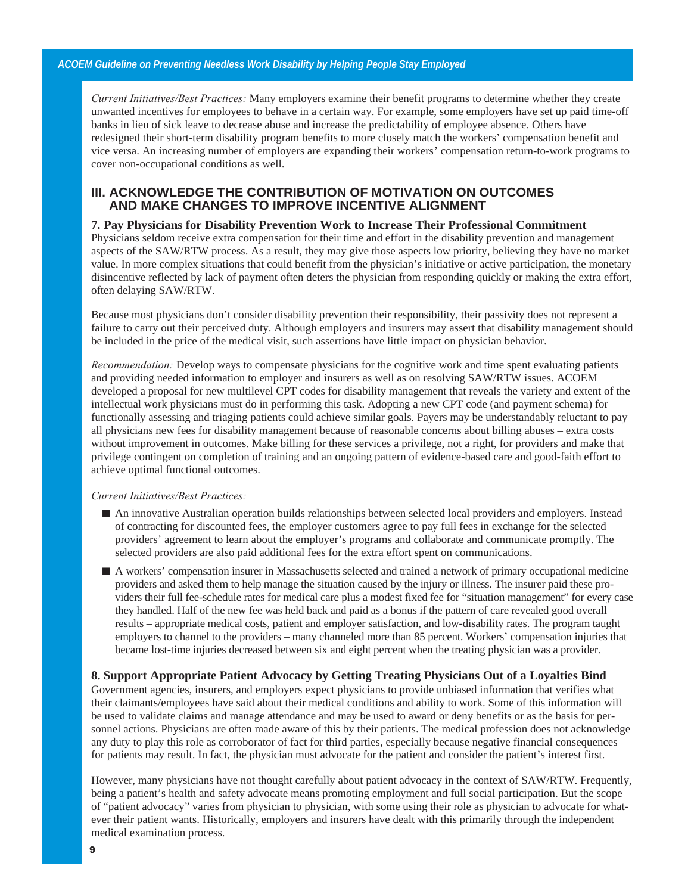*Current Initiatives/Best Practices:* Many employers examine their benefit programs to determine whether they create unwanted incentives for employees to behave in a certain way. For example, some employers have set up paid time-off banks in lieu of sick leave to decrease abuse and increase the predictability of employee absence. Others have redesigned their short-term disability program benefits to more closely match the workers' compensation benefit and vice versa. An increasing number of employers are expanding their workers' compensation return-to-work programs to cover non-occupational conditions as well.

## III. ACKNOWLEDGE THE CONTRIBUTION OF MOTIVATION ON OUTCOMES AND MAKE CHANGES TO IMPROVE INCENTIVE ALIGNMENT

### 7. Pay Physicians for Disability Prevention Work to Increase Their Professional Commitment

Physicians seldom receive extra compensation for their time and effort in the disability prevention and management aspects of the SAW/RTW process. As a result, they may give those aspects low priority, believing they have no market value. In more complex situations that could benefit from the physician's initiative or active participation, the monetary disincentive reflected by lack of payment often deters the physician from responding quickly or making the extra effort, often delaying SAW/RTW.

Because most physicians don't consider disability prevention their responsibility, their passivity does not represent a failure to carry out their perceived duty. Although employers and insurers may assert that disability management should be included in the price of the medical visit, such assertions have little impact on physician behavior.

*Recommendation:* Develop ways to compensate physicians for the cognitive work and time spent evaluating patients and providing needed information to employer and insurers as well as on resolving SAW/RTW issues. ACOEM developed a proposal for new multilevel CPT codes for disability management that reveals the variety and extent of the intellectual work physicians must do in performing this task. Adopting a new CPT code (and payment schema) for functionally assessing and triaging patients could achieve similar goals. Payers may be understandably reluctant to pay all physicians new fees for disability management because of reasonable concerns about billing abuses – extra costs without improvement in outcomes. Make billing for these services a privilege, not a right, for providers and make that privilege contingent on completion of training and an ongoing pattern of evidence-based care and good-faith effort to achieve optimal functional outcomes.

*Current Initiatives/Best Practices:*

- An innovative Australian operation builds relationships between selected local providers and employers. Instead of contracting for discounted fees, the employer customers agree to pay full fees in exchange for the selected providers' agreement to learn about the employer's programs and collaborate and communicate promptly. The selected providers are also paid additional fees for the extra effort spent on communications.
- A workers' compensation insurer in Massachusetts selected and trained a network of primary occupational medicine providers and asked them to help manage the situation caused by the injury or illness. The insurer paid these providers their full fee-schedule rates for medical care plus a modest fixed fee for "situation management" for every case they handled. Half of the new fee was held back and paid as a bonus if the pattern of care revealed good overall results – appropriate medical costs, patient and employer satisfaction, and low-disability rates. The program taught employers to channel to the providers – many channeled more than 85 percent. Workers' compensation injuries that became lost-time injuries decreased between six and eight percent when the treating physician was a provider.

### 8. Support Appropriate Patient Advocacy by Getting Treating Physicians Out of a Loyalties Bind

Government agencies, insurers, and employers expect physicians to provide unbiased information that verifies what their claimants/employees have said about their medical conditions and ability to work. Some of this information will be used to validate claims and manage attendance and may be used to award or deny benefits or as the basis for personnel actions. Physicians are often made aware of this by their patients. The medical profession does not acknowledge any duty to play this role as corroborator of fact for third parties, especially because negative financial consequences for patients may result. In fact, the physician must advocate for the patient and consider the patient's interest first.

However, many physicians have not thought carefully about patient advocacy in the context of SAW/RTW. Frequently, being a patient's health and safety advocate means promoting employment and full social participation. But the scope of "patient advocacy" varies from physician to physician, with some using their role as physician to advocate for whatever their patient wants. Historically, employers and insurers have dealt with this primarily through the independent medical examination process.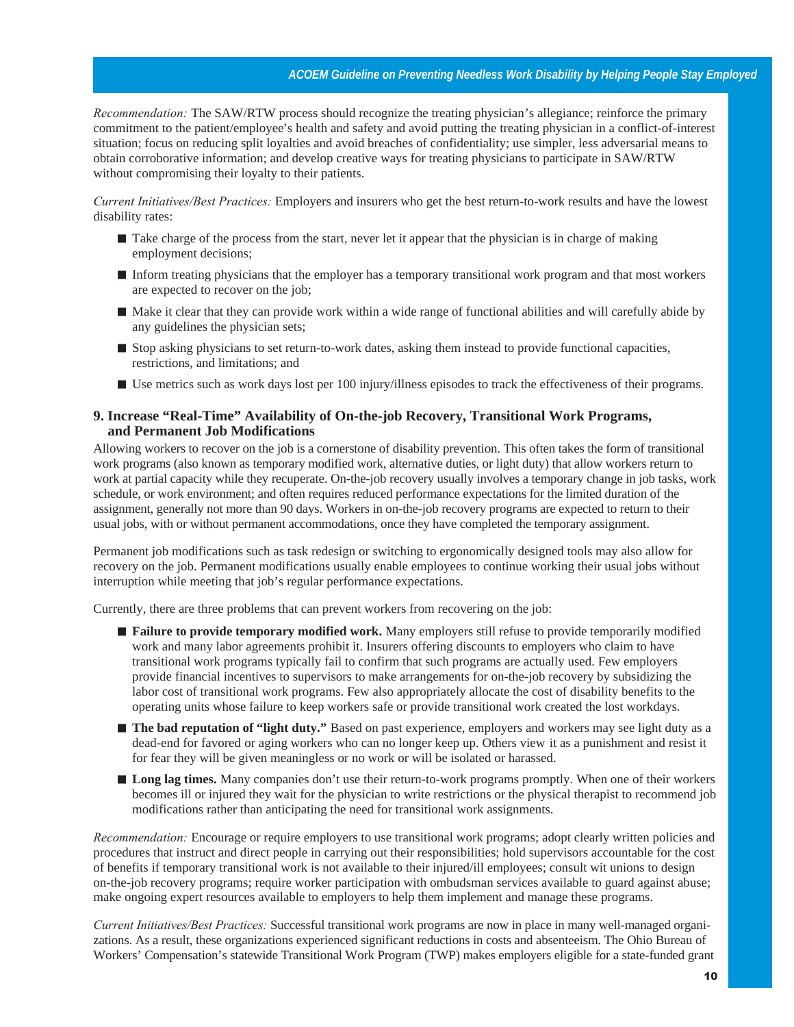*Recommendation:* The SAW/RTW process should recognize the treating physician's allegiance; reinforce the primary commitment to the patient/employee's health and safety and avoid putting the treating physician in a conflict-of-interest situation; focus on reducing split loyalties and avoid breaches of confidentiality; use simpler, less adversarial means to obtain corroborative information; and develop creative ways for treating physicians to participate in SAW/RTW without compromising their loyalty to their patients.

*Current Initiatives/Best Practices:* Employers and insurers who get the best return-to-work results and have the lowest disability rates:

- Take charge of the process from the start, never let it appear that the physician is in charge of making employment decisions;
- Inform treating physicians that the employer has a temporary transitional work program and that most workers are expected to recover on the job;
- Make it clear that they can provide work within a wide range of functional abilities and will carefully abide by any guidelines the physician sets;
- Stop asking physicians to set return-to-work dates, asking them instead to provide functional capacities, restrictions, and limitations; and
- Use metrics such as work days lost per 100 injury/illness episodes to track the effectiveness of their programs.

### 9. Increase "Real-Time" Availability of On-the-job Recovery, Transitional Work Programs, and Permanent Job Modifications

Allowing workers to recover on the job is a cornerstone of disability prevention. This often takes the form of transitional work programs (also known as temporary modified work, alternative duties, or light duty) that allow workers return to work at partial capacity while they recuperate. On-the-job recovery usually involves a temporary change in job tasks, work schedule, or work environment; and often requires reduced performance expectations for the limited duration of the assignment, generally not more than 90 days. Workers in on-the-job recovery programs are expected to return to their usual jobs, with or without permanent accommodations, once they have completed the temporary assignment.

Permanent job modifications such as task redesign or switching to ergonomically designed tools may also allow for recovery on the job. Permanent modifications usually enable employees to continue working their usual jobs without interruption while meeting that job's regular performance expectations.

Currently, there are three problems that can prevent workers from recovering on the job:

- **Failure to provide temporary modified work.** Many employers still refuse to provide temporarily modified work and many labor agreements prohibit it. Insurers offering discounts to employers who claim to have transitional work programs typically fail to confirm that such programs are actually used. Few employers provide financial incentives to supervisors to make arrangements for on-the-job recovery by subsidizing the labor cost of transitional work programs. Few also appropriately allocate the cost of disability benefits to the operating units whose failure to keep workers safe or provide transitional work created the lost workdays.
- **The bad reputation of "light duty."** Based on past experience, employers and workers may see light duty as a dead-end for favored or aging workers who can no longer keep up. Others view it as a punishment and resist it for fear they will be given meaningless or no work or will be isolated or harassed.
- **Long lag times.** Many companies don't use their return-to-work programs promptly. When one of their workers becomes ill or injured they wait for the physician to write restrictions or the physical therapist to recommend job modifications rather than anticipating the need for transitional work assignments.

*Recommendation:* Encourage or require employers to use transitional work programs; adopt clearly written policies and procedures that instruct and direct people in carrying out their responsibilities; hold supervisors accountable for the cost of benefits if temporary transitional work is not available to their injured/ill employees; consult wit unions to design on-the-job recovery programs; require worker participation with ombudsman services available to guard against abuse; make ongoing expert resources available to employers to help them implement and manage these programs.

*Current Initiatives/Best Practices:* Successful transitional work programs are now in place in many well-managed organizations. As a result, these organizations experienced significant reductions in costs and absenteeism. The Ohio Bureau of Workers' Compensation's statewide Transitional Work Program (TWP) makes employers eligible for a state-funded grant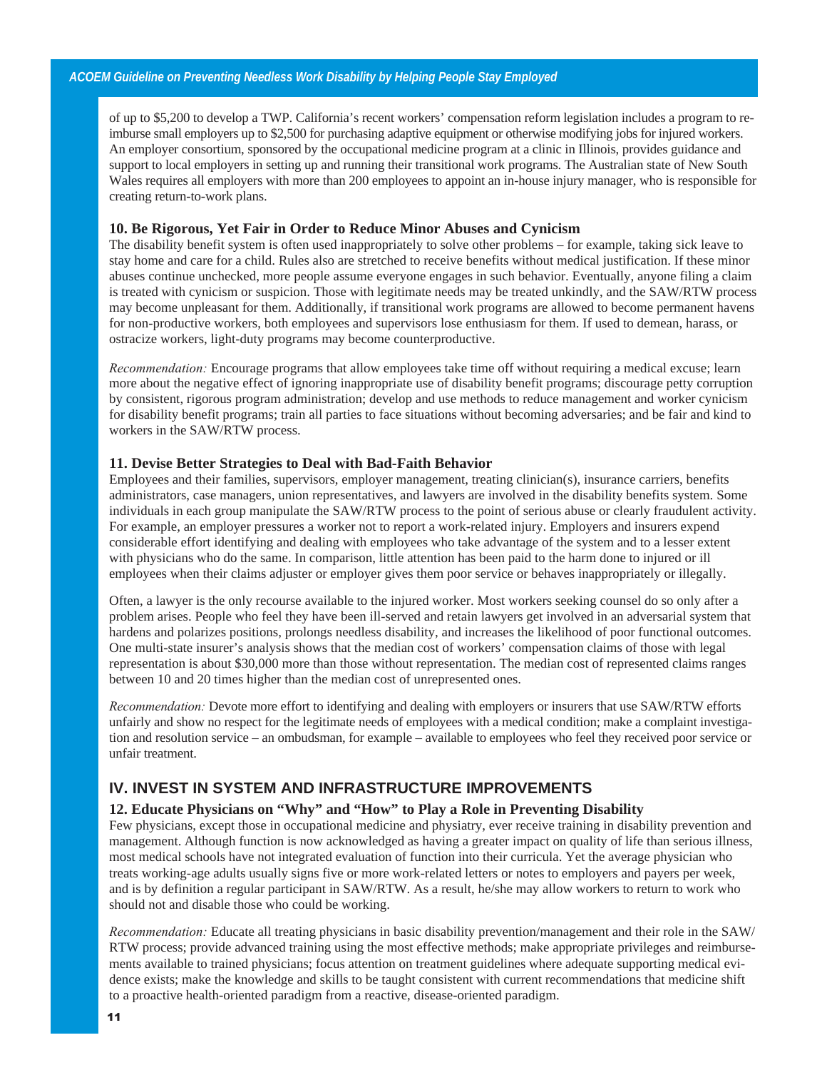of up to $5,200 to develop a TWP. California's recent workers' compensation reform legislation includes a program to reimburse small employers up to $2,500 for purchasing adaptive equipment or otherwise modifying jobs for injured workers. An employer consortium, sponsored by the occupational medicine program at a clinic in Illinois, provides guidance and support to local employers in setting up and running their transitional work programs. The Australian state of New South Wales requires all employers with more than 200 employees to appoint an in-house injury manager, who is responsible for creating return-to-work plans.

### 10. Be Rigorous, Yet Fair in Order to Reduce Minor Abuses and Cynicism

The disability benefit system is often used inappropriately to solve other problems – for example, taking sick leave to stay home and care for a child. Rules also are stretched to receive benefits without medical justification. If these minor abuses continue unchecked, more people assume everyone engages in such behavior. Eventually, anyone filing a claim is treated with cynicism or suspicion. Those with legitimate needs may be treated unkindly, and the SAW/RTW process may become unpleasant for them. Additionally, if transitional work programs are allowed to become permanent havens for non-productive workers, both employees and supervisors lose enthusiasm for them. If used to demean, harass, or ostracize workers, light-duty programs may become counterproductive.

*Recommendation:* Encourage programs that allow employees take time off without requiring a medical excuse; learn more about the negative effect of ignoring inappropriate use of disability benefit programs; discourage petty corruption by consistent, rigorous program administration; develop and use methods to reduce management and worker cynicism for disability benefit programs; train all parties to face situations without becoming adversaries; and be fair and kind to workers in the SAW/RTW process.

### 11. Devise Better Strategies to Deal with Bad-Faith Behavior

Employees and their families, supervisors, employer management, treating clinician(s), insurance carriers, benefits administrators, case managers, union representatives, and lawyers are involved in the disability benefits system. Some individuals in each group manipulate the SAW/RTW process to the point of serious abuse or clearly fraudulent activity. For example, an employer pressures a worker not to report a work-related injury. Employers and insurers expend considerable effort identifying and dealing with employees who take advantage of the system and to a lesser extent with physicians who do the same. In comparison, little attention has been paid to the harm done to injured or ill employees when their claims adjuster or employer gives them poor service or behaves inappropriately or illegally.

Often, a lawyer is the only recourse available to the injured worker. Most workers seeking counsel do so only after a problem arises. People who feel they have been ill-served and retain lawyers get involved in an adversarial system that hardens and polarizes positions, prolongs needless disability, and increases the likelihood of poor functional outcomes. One multi-state insurer's analysis shows that the median cost of workers' compensation claims of those with legal representation is about $30,000 more than those without representation. The median cost of represented claims ranges between 10 and 20 times higher than the median cost of unrepresented ones.

*Recommendation:* Devote more effort to identifying and dealing with employers or insurers that use SAW/RTW efforts unfairly and show no respect for the legitimate needs of employees with a medical condition; make a complaint investigation and resolution service – an ombudsman, for example – available to employees who feel they received poor service or unfair treatment.

## IV. INVEST IN SYSTEM AND INFRASTRUCTURE IMPROVEMENTS

### 12. Educate Physicians on "Why" and "How" to Play a Role in Preventing Disability

Few physicians, except those in occupational medicine and physiatry, ever receive training in disability prevention and management. Although function is now acknowledged as having a greater impact on quality of life than serious illness, most medical schools have not integrated evaluation of function into their curricula. Yet the average physician who treats working-age adults usually signs five or more work-related letters or notes to employers and payers per week, and is by definition a regular participant in SAW/RTW. As a result, he/she may allow workers to return to work who should not and disable those who could be working.

*Recommendation:* Educate all treating physicians in basic disability prevention/management and their role in the SAW/RTW process; provide advanced training using the most effective methods; make appropriate privileges and reimbursements available to trained physicians; focus attention on treatment guidelines where adequate supporting medical evidence exists; make the knowledge and skills to be taught consistent with current recommendations that medicine shift to a proactive health-oriented paradigm from a reactive, disease-oriented paradigm.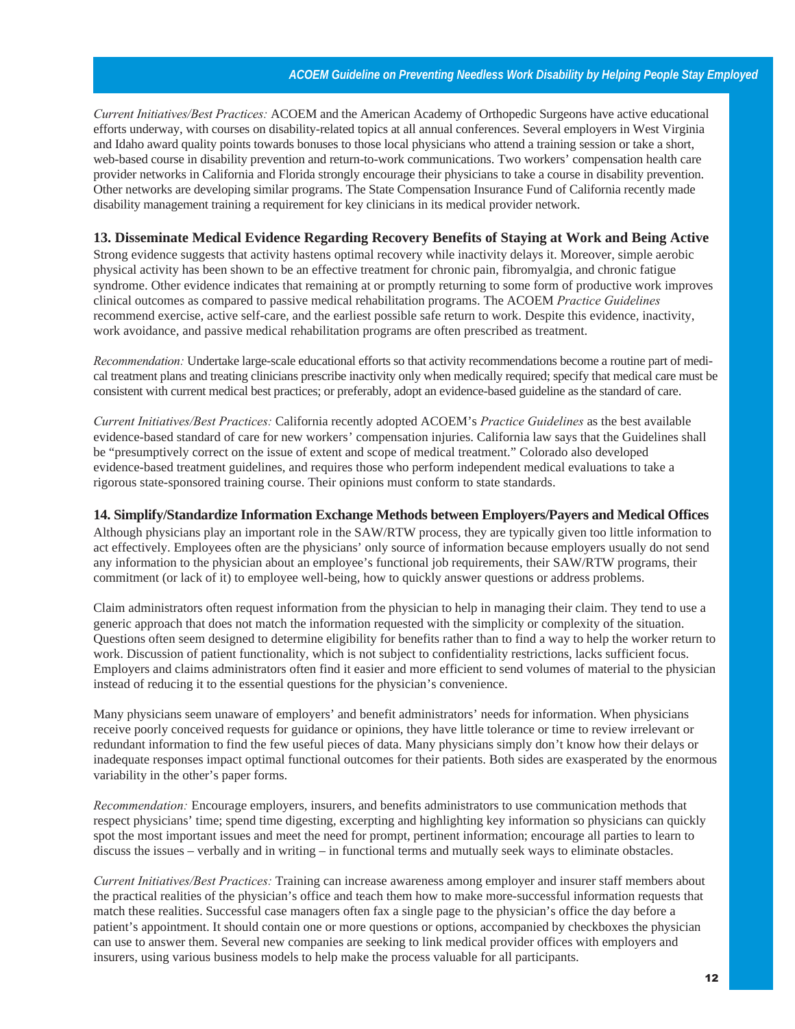*Current Initiatives/Best Practices:* ACOEM and the American Academy of Orthopedic Surgeons have active educational efforts underway, with courses on disability-related topics at all annual conferences. Several employers in West Virginia and Idaho award quality points towards bonuses to those local physicians who attend a training session or take a short, web-based course in disability prevention and return-to-work communications. Two workers' compensation health care provider networks in California and Florida strongly encourage their physicians to take a course in disability prevention. Other networks are developing similar programs. The State Compensation Insurance Fund of California recently made disability management training a requirement for key clinicians in its medical provider network.

### 13. Disseminate Medical Evidence Regarding Recovery Benefits of Staying at Work and Being Active

Strong evidence suggests that activity hastens optimal recovery while inactivity delays it. Moreover, simple aerobic physical activity has been shown to be an effective treatment for chronic pain, fibromyalgia, and chronic fatigue syndrome. Other evidence indicates that remaining at or promptly returning to some form of productive work improves clinical outcomes as compared to passive medical rehabilitation programs. The ACOEM *Practice Guidelines* recommend exercise, active self-care, and the earliest possible safe return to work. Despite this evidence, inactivity, work avoidance, and passive medical rehabilitation programs are often prescribed as treatment.

*Recommendation:* Undertake large-scale educational efforts so that activity recommendations become a routine part of medical treatment plans and treating clinicians prescribe inactivity only when medically required; specify that medical care must be consistent with current medical best practices; or preferably, adopt an evidence-based guideline as the standard of care.

*Current Initiatives/Best Practices:* California recently adopted ACOEM's *Practice Guidelines* as the best available evidence-based standard of care for new workers' compensation injuries. California law says that the Guidelines shall be "presumptively correct on the issue of extent and scope of medical treatment." Colorado also developed evidence-based treatment guidelines, and requires those who perform independent medical evaluations to take a rigorous state-sponsored training course. Their opinions must conform to state standards.

### 14. Simplify/Standardize Information Exchange Methods between Employers/Payers and Medical Offices

Although physicians play an important role in the SAW/RTW process, they are typically given too little information to act effectively. Employees often are the physicians' only source of information because employers usually do not send any information to the physician about an employee's functional job requirements, their SAW/RTW programs, their commitment (or lack of it) to employee well-being, how to quickly answer questions or address problems.

Claim administrators often request information from the physician to help in managing their claim. They tend to use a generic approach that does not match the information requested with the simplicity or complexity of the situation. Questions often seem designed to determine eligibility for benefits rather than to find a way to help the worker return to work. Discussion of patient functionality, which is not subject to confidentiality restrictions, lacks sufficient focus. Employers and claims administrators often find it easier and more efficient to send volumes of material to the physician instead of reducing it to the essential questions for the physician's convenience.

Many physicians seem unaware of employers' and benefit administrators' needs for information. When physicians receive poorly conceived requests for guidance or opinions, they have little tolerance or time to review irrelevant or redundant information to find the few useful pieces of data. Many physicians simply don't know how their delays or inadequate responses impact optimal functional outcomes for their patients. Both sides are exasperated by the enormous variability in the other's paper forms.

*Recommendation:* Encourage employers, insurers, and benefits administrators to use communication methods that respect physicians' time; spend time digesting, excerpting and highlighting key information so physicians can quickly spot the most important issues and meet the need for prompt, pertinent information; encourage all parties to learn to discuss the issues – verbally and in writing – in functional terms and mutually seek ways to eliminate obstacles.

*Current Initiatives/Best Practices:* Training can increase awareness among employer and insurer staff members about the practical realities of the physician's office and teach them how to make more-successful information requests that match these realities. Successful case managers often fax a single page to the physician's office the day before a patient's appointment. It should contain one or more questions or options, accompanied by checkboxes the physician can use to answer them. Several new companies are seeking to link medical provider offices with employers and insurers, using various business models to help make the process valuable for all participants.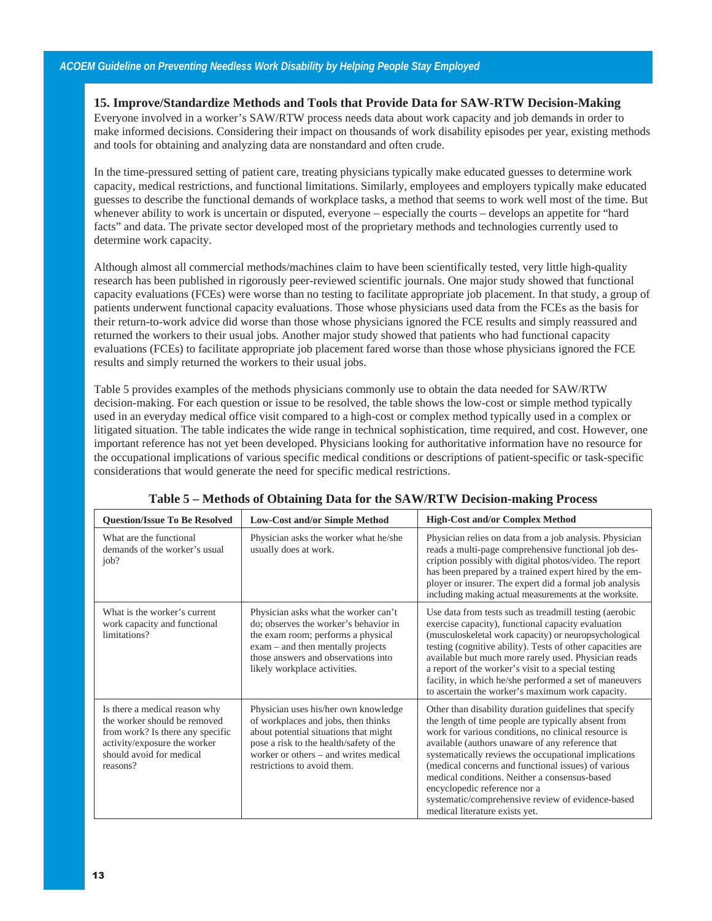## 15. Improve/Standardize Methods and Tools that Provide Data for SAW-RTW Decision-Making

Everyone involved in a worker's SAW/RTW process needs data about work capacity and job demands in order to make informed decisions. Considering their impact on thousands of work disability episodes per year, existing methods and tools for obtaining and analyzing data are nonstandard and often crude.

In the time-pressured setting of patient care, treating physicians typically make educated guesses to determine work capacity, medical restrictions, and functional limitations. Similarly, employees and employers typically make educated guesses to describe the functional demands of workplace tasks, a method that seems to work well most of the time. But whenever ability to work is uncertain or disputed, everyone – especially the courts – develops an appetite for "hard facts" and data. The private sector developed most of the proprietary methods and technologies currently used to determine work capacity.

Although almost all commercial methods/machines claim to have been scientifically tested, very little high-quality research has been published in rigorously peer-reviewed scientific journals. One major study showed that functional capacity evaluations (FCEs) were worse than no testing to facilitate appropriate job placement. In that study, a group of patients underwent functional capacity evaluations. Those whose physicians used data from the FCEs as the basis for their return-to-work advice did worse than those whose physicians ignored the FCE results and simply reassured and returned the workers to their usual jobs. Another major study showed that patients who had functional capacity evaluations (FCEs) to facilitate appropriate job placement fared worse than those whose physicians ignored the FCE results and simply returned the workers to their usual jobs.

Table 5 provides examples of the methods physicians commonly use to obtain the data needed for SAW/RTW decision-making. For each question or issue to be resolved, the table shows the low-cost or simple method typically used in an everyday medical office visit compared to a high-cost or complex method typically used in a complex or litigated situation. The table indicates the wide range in technical sophistication, time required, and cost. However, one important reference has not yet been developed. Physicians looking for authoritative information have no resource for the occupational implications of various specific medical conditions or descriptions of patient-specific or task-specific considerations that would generate the need for specific medical restrictions.

**Table 5 – Methods of Obtaining Data for the SAW/RTW Decision-making Process**

| Question/Issue To Be Resolved | Low-Cost and/or Simple Method | High-Cost and/or Complex Method |
|---|---|---|
| What are the functional demands of the worker's usual job? | Physician asks the worker what he/she usually does at work. | Physician relies on data from a job analysis. Physician reads a multi-page comprehensive functional job description possibly with digital photos/video. The report has been prepared by a trained expert hired by the employer or insurer. The expert did a formal job analysis including making actual measurements at the worksite. |
| What is the worker's current work capacity and functional limitations? | Physician asks what the worker can't do; observes the worker's behavior in the exam room; performs a physical exam – and then mentally projects those answers and observations into likely workplace activities. | Use data from tests such as treadmill testing (aerobic exercise capacity), functional capacity evaluation (musculoskeletal work capacity) or neuropsychological testing (cognitive ability). Tests of other capacities are available but much more rarely used. Physician reads a report of the worker's visit to a special testing facility, in which he/she performed a set of maneuvers to ascertain the worker's maximum work capacity. |
| Is there a medical reason why the worker should be removed from work? Is there any specific activity/exposure the worker should avoid for medical reasons? | Physician uses his/her own knowledge of workplaces and jobs, then thinks about potential situations that might pose a risk to the health/safety of the worker or others – and writes medical restrictions to avoid them. | Other than disability duration guidelines that specify the length of time people are typically absent from work for various conditions, no clinical resource is available (authors unaware of any reference that systematically reviews the occupational implications (medical concerns and functional issues) of various medical conditions. Neither a consensus-based encyclopedic reference nor a systematic/comprehensive review of evidence-based medical literature exists yet. |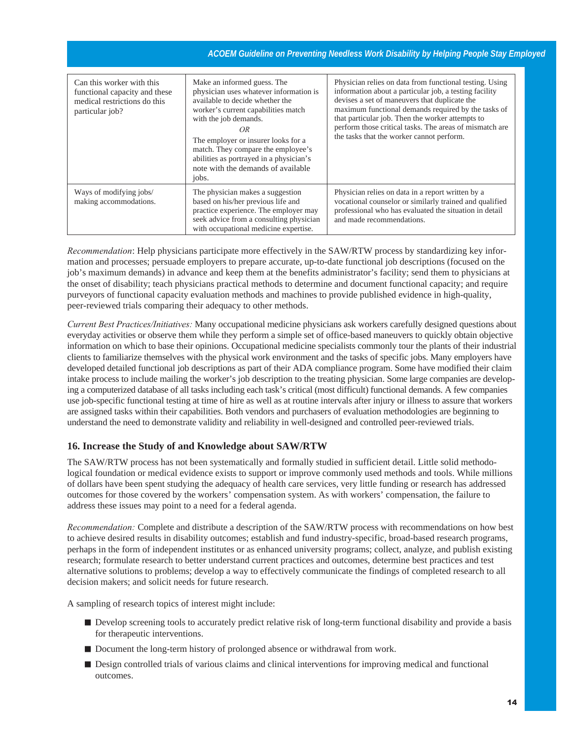| | | |
|---|---|---|
| Can this worker with this functional capacity and these medical restrictions do this particular job? | Make an informed guess. The physician uses whatever information is available to decide whether the worker's current capabilities match with the job demands.<br>*OR*<br>The employer or insurer looks for a match. They compare the employee's abilities as portrayed in a physician's note with the demands of available jobs. | Physician relies on data from functional testing. Using information about a particular job, a testing facility devises a set of maneuvers that duplicate the maximum functional demands required by the tasks of that particular job. Then the worker attempts to perform those critical tasks. The areas of mismatch are the tasks that the worker cannot perform. |
| Ways of modifying jobs/ making accommodations. | The physician makes a suggestion based on his/her previous life and practice experience. The employer may seek advice from a consulting physician with occupational medicine expertise. | Physician relies on data in a report written by a vocational counselor or similarly trained and qualified professional who has evaluated the situation in detail and made recommendations. |

*Recommendation*: Help physicians participate more effectively in the SAW/RTW process by standardizing key information and processes; persuade employers to prepare accurate, up-to-date functional job descriptions (focused on the job's maximum demands) in advance and keep them at the benefits administrator's facility; send them to physicians at the onset of disability; teach physicians practical methods to determine and document functional capacity; and require purveyors of functional capacity evaluation methods and machines to provide published evidence in high-quality, peer-reviewed trials comparing their adequacy to other methods.

*Current Best Practices/Initiatives:* Many occupational medicine physicians ask workers carefully designed questions about everyday activities or observe them while they perform a simple set of office-based maneuvers to quickly obtain objective information on which to base their opinions. Occupational medicine specialists commonly tour the plants of their industrial clients to familiarize themselves with the physical work environment and the tasks of specific jobs. Many employers have developed detailed functional job descriptions as part of their ADA compliance program. Some have modified their claim intake process to include mailing the worker's job description to the treating physician. Some large companies are developing a computerized database of all tasks including each task's critical (most difficult) functional demands. A few companies use job-specific functional testing at time of hire as well as at routine intervals after injury or illness to assure that workers are assigned tasks within their capabilities. Both vendors and purchasers of evaluation methodologies are beginning to understand the need to demonstrate validity and reliability in well-designed and controlled peer-reviewed trials.

### 16. Increase the Study of and Knowledge about SAW/RTW

The SAW/RTW process has not been systematically and formally studied in sufficient detail. Little solid methodological foundation or medical evidence exists to support or improve commonly used methods and tools. While millions of dollars have been spent studying the adequacy of health care services, very little funding or research has addressed outcomes for those covered by the workers' compensation system. As with workers' compensation, the failure to address these issues may point to a need for a federal agenda.

*Recommendation:* Complete and distribute a description of the SAW/RTW process with recommendations on how best to achieve desired results in disability outcomes; establish and fund industry-specific, broad-based research programs, perhaps in the form of independent institutes or as enhanced university programs; collect, analyze, and publish existing research; formulate research to better understand current practices and outcomes, determine best practices and test alternative solutions to problems; develop a way to effectively communicate the findings of completed research to all decision makers; and solicit needs for future research.

A sampling of research topics of interest might include:

- Develop screening tools to accurately predict relative risk of long-term functional disability and provide a basis for therapeutic interventions.
- Document the long-term history of prolonged absence or withdrawal from work.
- Design controlled trials of various claims and clinical interventions for improving medical and functional outcomes.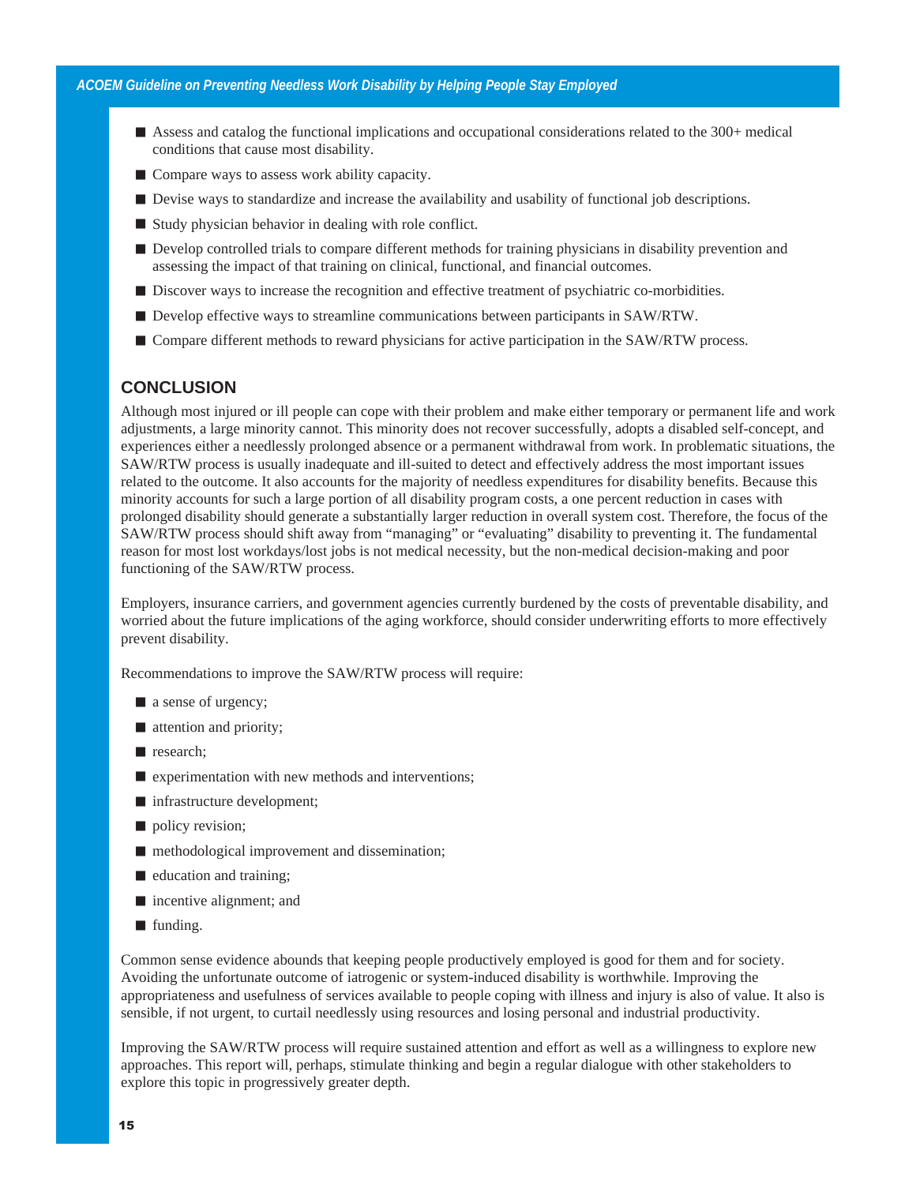- Assess and catalog the functional implications and occupational considerations related to the 300+ medical conditions that cause most disability.
- Compare ways to assess work ability capacity.
- Devise ways to standardize and increase the availability and usability of functional job descriptions.
- Study physician behavior in dealing with role conflict.
- Develop controlled trials to compare different methods for training physicians in disability prevention and assessing the impact of that training on clinical, functional, and financial outcomes.
- Discover ways to increase the recognition and effective treatment of psychiatric co-morbidities.
- Develop effective ways to streamline communications between participants in SAW/RTW.
- Compare different methods to reward physicians for active participation in the SAW/RTW process.

## CONCLUSION

Although most injured or ill people can cope with their problem and make either temporary or permanent life and work adjustments, a large minority cannot. This minority does not recover successfully, adopts a disabled self-concept, and experiences either a needlessly prolonged absence or a permanent withdrawal from work. In problematic situations, the SAW/RTW process is usually inadequate and ill-suited to detect and effectively address the most important issues related to the outcome. It also accounts for the majority of needless expenditures for disability benefits. Because this minority accounts for such a large portion of all disability program costs, a one percent reduction in cases with prolonged disability should generate a substantially larger reduction in overall system cost. Therefore, the focus of the SAW/RTW process should shift away from "managing" or "evaluating" disability to preventing it. The fundamental reason for most lost workdays/lost jobs is not medical necessity, but the non-medical decision-making and poor functioning of the SAW/RTW process.

Employers, insurance carriers, and government agencies currently burdened by the costs of preventable disability, and worried about the future implications of the aging workforce, should consider underwriting efforts to more effectively prevent disability.

Recommendations to improve the SAW/RTW process will require:

- a sense of urgency;
- attention and priority;
- research;
- experimentation with new methods and interventions;
- infrastructure development;
- policy revision;
- methodological improvement and dissemination;
- education and training;
- incentive alignment; and
- funding.

Common sense evidence abounds that keeping people productively employed is good for them and for society. Avoiding the unfortunate outcome of iatrogenic or system-induced disability is worthwhile. Improving the appropriateness and usefulness of services available to people coping with illness and injury is also of value. It also is sensible, if not urgent, to curtail needlessly using resources and losing personal and industrial productivity.

Improving the SAW/RTW process will require sustained attention and effort as well as a willingness to explore new approaches. This report will, perhaps, stimulate thinking and begin a regular dialogue with other stakeholders to explore this topic in progressively greater depth.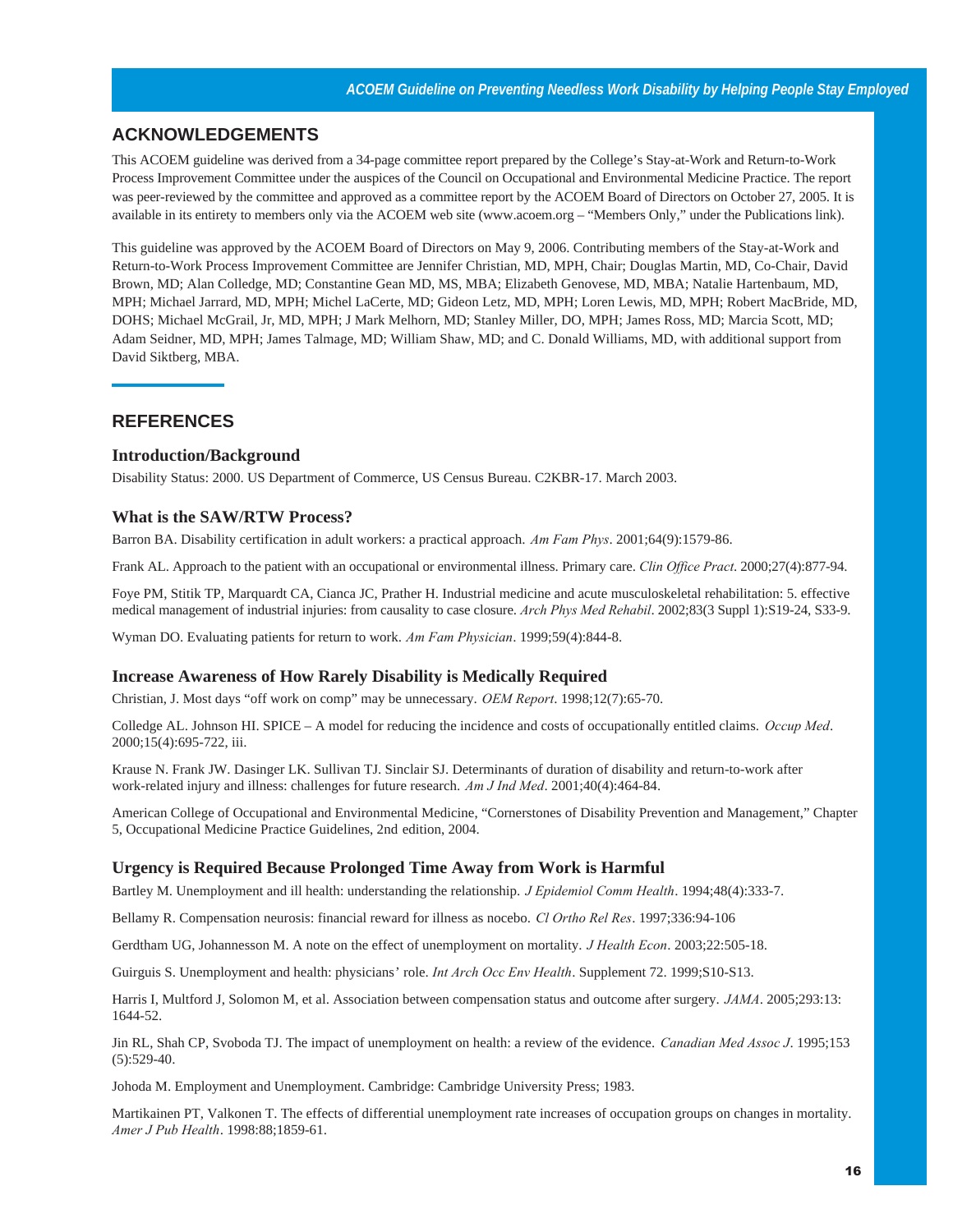## ACKNOWLEDGEMENTS

This ACOEM guideline was derived from a 34-page committee report prepared by the College's Stay-at-Work and Return-to-Work Process Improvement Committee under the auspices of the Council on Occupational and Environmental Medicine Practice. The report was peer-reviewed by the committee and approved as a committee report by the ACOEM Board of Directors on October 27, 2005. It is available in its entirety to members only via the ACOEM web site (www.acoem.org – "Members Only," under the Publications link).

This guideline was approved by the ACOEM Board of Directors on May 9, 2006. Contributing members of the Stay-at-Work and Return-to-Work Process Improvement Committee are Jennifer Christian, MD, MPH, Chair; Douglas Martin, MD, Co-Chair, David Brown, MD; Alan Colledge, MD; Constantine Gean MD, MS, MBA; Elizabeth Genovese, MD, MBA; Natalie Hartenbaum, MD, MPH; Michael Jarrard, MD, MPH; Michel LaCerte, MD; Gideon Letz, MD, MPH; Loren Lewis, MD, MPH; Robert MacBride, MD, DOHS; Michael McGrail, Jr, MD, MPH; J Mark Melhorn, MD; Stanley Miller, DO, MPH; James Ross, MD; Marcia Scott, MD; Adam Seidner, MD, MPH; James Talmage, MD; William Shaw, MD; and C. Donald Williams, MD, with additional support from David Siktberg, MBA.

## REFERENCES

### Introduction/Background

Disability Status: 2000. US Department of Commerce, US Census Bureau. C2KBR-17. March 2003.

### What is the SAW/RTW Process?

Barron BA. Disability certification in adult workers: a practical approach. *Am Fam Phys*. 2001;64(9):1579-86.

Frank AL. Approach to the patient with an occupational or environmental illness. Primary care. *Clin Office Pract*. 2000;27(4):877-94.

Foye PM, Stitik TP, Marquardt CA, Cianca JC, Prather H. Industrial medicine and acute musculoskeletal rehabilitation: 5. effective medical management of industrial injuries: from causality to case closure. *Arch Phys Med Rehabil*. 2002;83(3 Suppl 1):S19-24, S33-9.

Wyman DO. Evaluating patients for return to work. *Am Fam Physician*. 1999;59(4):844-8.

### Increase Awareness of How Rarely Disability is Medically Required

Christian, J. Most days "off work on comp" may be unnecessary. *OEM Report*. 1998;12(7):65-70.

Colledge AL. Johnson HI. SPICE – A model for reducing the incidence and costs of occupationally entitled claims. *Occup Med*. 2000;15(4):695-722, iii.

Krause N. Frank JW. Dasinger LK. Sullivan TJ. Sinclair SJ. Determinants of duration of disability and return-to-work after work-related injury and illness: challenges for future research. *Am J Ind Med*. 2001;40(4):464-84.

American College of Occupational and Environmental Medicine, "Cornerstones of Disability Prevention and Management," Chapter 5, Occupational Medicine Practice Guidelines, 2nd edition, 2004.

### Urgency is Required Because Prolonged Time Away from Work is Harmful

Bartley M. Unemployment and ill health: understanding the relationship. *J Epidemiol Comm Health*. 1994;48(4):333-7.

Bellamy R. Compensation neurosis: financial reward for illness as nocebo. *Cl Ortho Rel Res*. 1997;336:94-106

Gerdtham UG, Johannesson M. A note on the effect of unemployment on mortality. *J Health Econ*. 2003;22:505-18.

Guirguis S. Unemployment and health: physicians' role. *Int Arch Occ Env Health*. Supplement 72. 1999;S10-S13.

Harris I, Multford J, Solomon M, et al. Association between compensation status and outcome after surgery. *JAMA*. 2005;293:13: 1644-52.

Jin RL, Shah CP, Svoboda TJ. The impact of unemployment on health: a review of the evidence. *Canadian Med Assoc J*. 1995;153 (5):529-40.

Johoda M. Employment and Unemployment. Cambridge: Cambridge University Press; 1983.

Martikainen PT, Valkonen T. The effects of differential unemployment rate increases of occupation groups on changes in mortality. *Amer J Pub Health*. 1998:88;1859-61.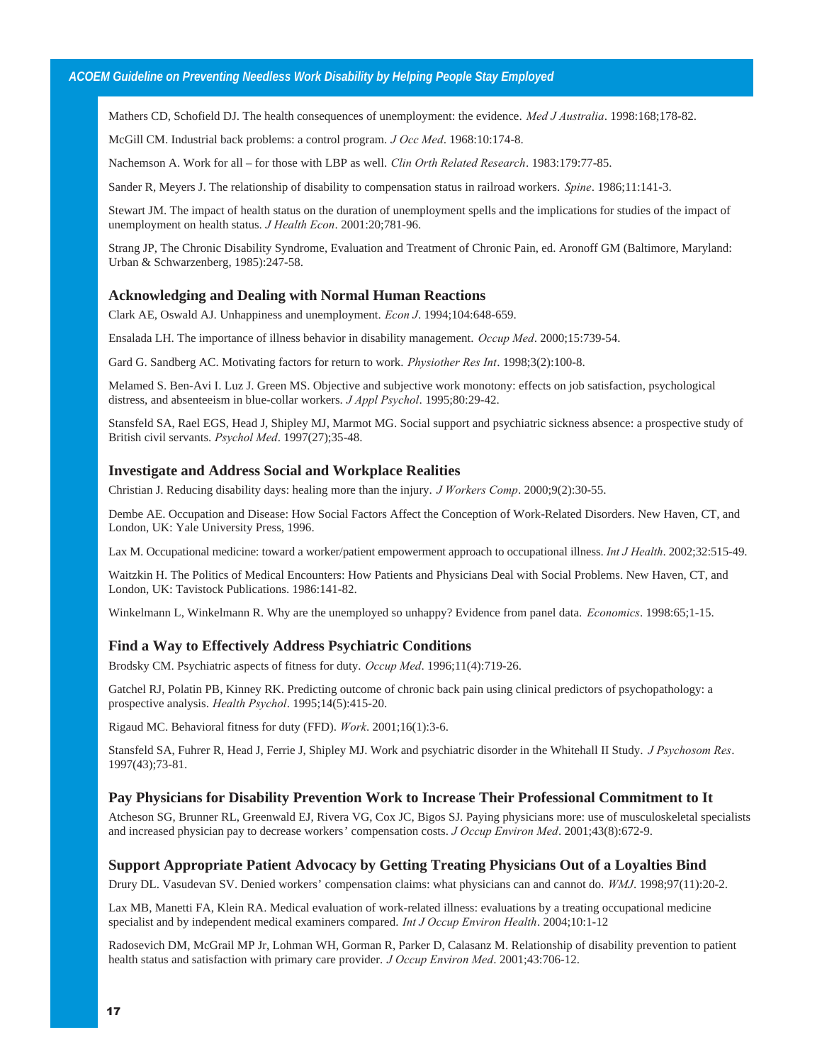Mathers CD, Schofield DJ. The health consequences of unemployment: the evidence. *Med J Australia*. 1998:168;178-82.

McGill CM. Industrial back problems: a control program. *J Occ Med*. 1968:10:174-8.

Nachemson A. Work for all – for those with LBP as well. *Clin Orth Related Research*. 1983:179:77-85.

Sander R, Meyers J. The relationship of disability to compensation status in railroad workers. *Spine*. 1986;11:141-3.

Stewart JM. The impact of health status on the duration of unemployment spells and the implications for studies of the impact of unemployment on health status. *J Health Econ*. 2001:20;781-96.

Strang JP, The Chronic Disability Syndrome, Evaluation and Treatment of Chronic Pain, ed. Aronoff GM (Baltimore, Maryland: Urban & Schwarzenberg, 1985):247-58.

### Acknowledging and Dealing with Normal Human Reactions

Clark AE, Oswald AJ. Unhappiness and unemployment. *Econ J*. 1994;104:648-659.

Ensalada LH. The importance of illness behavior in disability management. *Occup Med*. 2000;15:739-54.

Gard G. Sandberg AC. Motivating factors for return to work. *Physiother Res Int*. 1998;3(2):100-8.

Melamed S. Ben-Avi I. Luz J. Green MS. Objective and subjective work monotony: effects on job satisfaction, psychological distress, and absenteeism in blue-collar workers. *J Appl Psychol*. 1995;80:29-42.

Stansfeld SA, Rael EGS, Head J, Shipley MJ, Marmot MG. Social support and psychiatric sickness absence: a prospective study of British civil servants. *Psychol Med*. 1997(27);35-48.

### Investigate and Address Social and Workplace Realities

Christian J. Reducing disability days: healing more than the injury. *J Workers Comp*. 2000;9(2):30-55.

Dembe AE. Occupation and Disease: How Social Factors Affect the Conception of Work-Related Disorders. New Haven, CT, and London, UK: Yale University Press, 1996.

Lax M. Occupational medicine: toward a worker/patient empowerment approach to occupational illness. *Int J Health*. 2002;32:515-49.

Waitzkin H. The Politics of Medical Encounters: How Patients and Physicians Deal with Social Problems. New Haven, CT, and London, UK: Tavistock Publications. 1986:141-82.

Winkelmann L, Winkelmann R. Why are the unemployed so unhappy? Evidence from panel data. *Economics*. 1998:65;1-15.

### Find a Way to Effectively Address Psychiatric Conditions

Brodsky CM. Psychiatric aspects of fitness for duty. *Occup Med*. 1996;11(4):719-26.

Gatchel RJ, Polatin PB, Kinney RK. Predicting outcome of chronic back pain using clinical predictors of psychopathology: a prospective analysis. *Health Psychol*. 1995;14(5):415-20.

Rigaud MC. Behavioral fitness for duty (FFD). *Work*. 2001;16(1):3-6.

Stansfeld SA, Fuhrer R, Head J, Ferrie J, Shipley MJ. Work and psychiatric disorder in the Whitehall II Study. *J Psychosom Res*. 1997(43);73-81.

### Pay Physicians for Disability Prevention Work to Increase Their Professional Commitment to It

Atcheson SG, Brunner RL, Greenwald EJ, Rivera VG, Cox JC, Bigos SJ. Paying physicians more: use of musculoskeletal specialists and increased physician pay to decrease workers' compensation costs. *J Occup Environ Med*. 2001;43(8):672-9.

### Support Appropriate Patient Advocacy by Getting Treating Physicians Out of a Loyalties Bind

Drury DL. Vasudevan SV. Denied workers' compensation claims: what physicians can and cannot do. *WMJ*. 1998;97(11):20-2.

Lax MB, Manetti FA, Klein RA. Medical evaluation of work-related illness: evaluations by a treating occupational medicine specialist and by independent medical examiners compared. *Int J Occup Environ Health*. 2004;10:1-12

Radosevich DM, McGrail MP Jr, Lohman WH, Gorman R, Parker D, Calasanz M. Relationship of disability prevention to patient health status and satisfaction with primary care provider. *J Occup Environ Med*. 2001;43:706-12.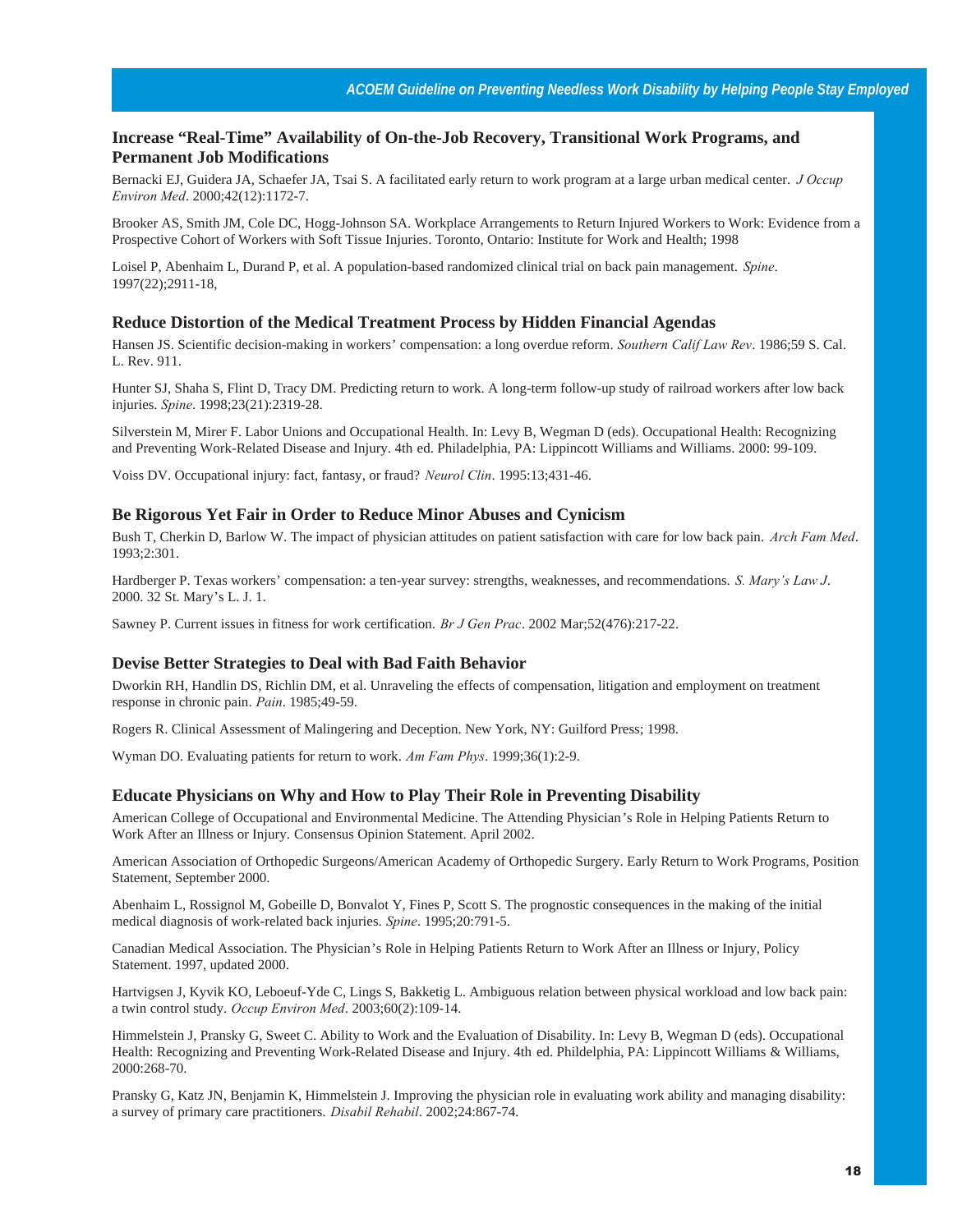### Increase "Real-Time" Availability of On-the-Job Recovery, Transitional Work Programs, and Permanent Job Modifications

Bernacki EJ, Guidera JA, Schaefer JA, Tsai S. A facilitated early return to work program at a large urban medical center. *J Occup Environ Med*. 2000;42(12):1172-7.

Brooker AS, Smith JM, Cole DC, Hogg-Johnson SA. Workplace Arrangements to Return Injured Workers to Work: Evidence from a Prospective Cohort of Workers with Soft Tissue Injuries. Toronto, Ontario: Institute for Work and Health; 1998

Loisel P, Abenhaim L, Durand P, et al. A population-based randomized clinical trial on back pain management. *Spine*. 1997(22);2911-18,

### Reduce Distortion of the Medical Treatment Process by Hidden Financial Agendas

Hansen JS. Scientific decision-making in workers' compensation: a long overdue reform. *Southern Calif Law Rev*. 1986;59 S. Cal. L. Rev. 911.

Hunter SJ, Shaha S, Flint D, Tracy DM. Predicting return to work. A long-term follow-up study of railroad workers after low back injuries. *Spine*. 1998;23(21):2319-28.

Silverstein M, Mirer F. Labor Unions and Occupational Health. In: Levy B, Wegman D (eds). Occupational Health: Recognizing and Preventing Work-Related Disease and Injury. 4th ed. Philadelphia, PA: Lippincott Williams and Williams. 2000: 99-109.

Voiss DV. Occupational injury: fact, fantasy, or fraud? *Neurol Clin*. 1995:13;431-46.

### Be Rigorous Yet Fair in Order to Reduce Minor Abuses and Cynicism

Bush T, Cherkin D, Barlow W. The impact of physician attitudes on patient satisfaction with care for low back pain. *Arch Fam Med*. 1993;2:301.

Hardberger P. Texas workers' compensation: a ten-year survey: strengths, weaknesses, and recommendations. *S. Mary's Law J*. 2000. 32 St. Mary's L. J. 1.

Sawney P. Current issues in fitness for work certification. *Br J Gen Prac*. 2002 Mar;52(476):217-22.

### Devise Better Strategies to Deal with Bad Faith Behavior

Dworkin RH, Handlin DS, Richlin DM, et al. Unraveling the effects of compensation, litigation and employment on treatment response in chronic pain. *Pain*. 1985;49-59.

Rogers R. Clinical Assessment of Malingering and Deception. New York, NY: Guilford Press; 1998.

Wyman DO. Evaluating patients for return to work. *Am Fam Phys*. 1999;36(1):2-9.

### Educate Physicians on Why and How to Play Their Role in Preventing Disability

American College of Occupational and Environmental Medicine. The Attending Physician's Role in Helping Patients Return to Work After an Illness or Injury. Consensus Opinion Statement. April 2002.

American Association of Orthopedic Surgeons/American Academy of Orthopedic Surgery. Early Return to Work Programs, Position Statement, September 2000.

Abenhaim L, Rossignol M, Gobeille D, Bonvalot Y, Fines P, Scott S. The prognostic consequences in the making of the initial medical diagnosis of work-related back injuries. *Spine*. 1995;20:791-5.

Canadian Medical Association. The Physician's Role in Helping Patients Return to Work After an Illness or Injury, Policy Statement. 1997, updated 2000.

Hartvigsen J, Kyvik KO, Leboeuf-Yde C, Lings S, Bakketig L. Ambiguous relation between physical workload and low back pain: a twin control study. *Occup Environ Med*. 2003;60(2):109-14.

Himmelstein J, Pransky G, Sweet C. Ability to Work and the Evaluation of Disability. In: Levy B, Wegman D (eds). Occupational Health: Recognizing and Preventing Work-Related Disease and Injury. 4th ed. Phildelphia, PA: Lippincott Williams & Williams, 2000:268-70.

Pransky G, Katz JN, Benjamin K, Himmelstein J. Improving the physician role in evaluating work ability and managing disability: a survey of primary care practitioners. *Disabil Rehabil*. 2002;24:867-74.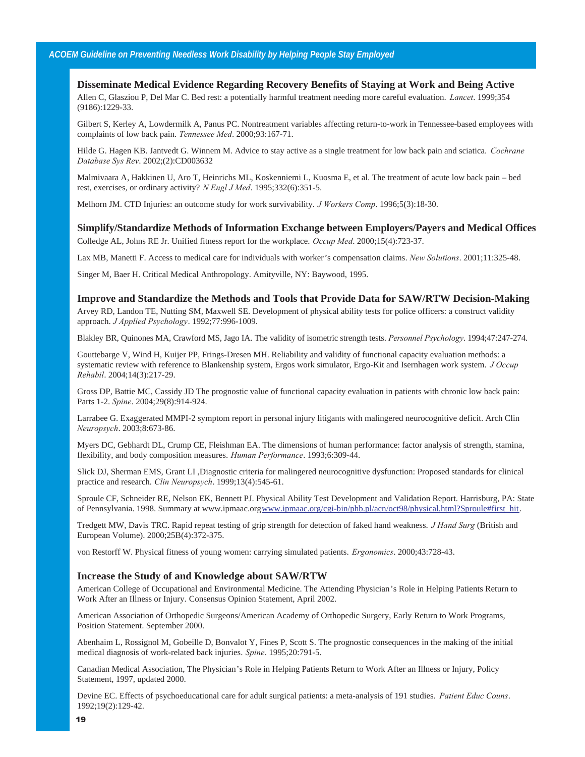### Disseminate Medical Evidence Regarding Recovery Benefits of Staying at Work and Being Active

Allen C, Glasziou P, Del Mar C. Bed rest: a potentially harmful treatment needing more careful evaluation. *Lancet*. 1999;354 (9186):1229-33.

Gilbert S, Kerley A, Lowdermilk A, Panus PC. Nontreatment variables affecting return-to-work in Tennessee-based employees with complaints of low back pain. *Tennessee Med*. 2000;93:167-71.

Hilde G. Hagen KB. Jantvedt G. Winnem M. Advice to stay active as a single treatment for low back pain and sciatica. *Cochrane Database Sys Rev*. 2002;(2):CD003632

Malmivaara A, Hakkinen U, Aro T, Heinrichs ML, Koskenniemi L, Kuosma E, et al. The treatment of acute low back pain – bed rest, exercises, or ordinary activity? *N Engl J Med*. 1995;332(6):351-5.

Melhorn JM. CTD Injuries: an outcome study for work survivability. *J Workers Comp*. 1996;5(3):18-30.

### Simplify/Standardize Methods of Information Exchange between Employers/Payers and Medical Offices

Colledge AL, Johns RE Jr. Unified fitness report for the workplace. *Occup Med*. 2000;15(4):723-37.

Lax MB, Manetti F. Access to medical care for individuals with worker's compensation claims. *New Solutions*. 2001;11:325-48.

Singer M, Baer H. Critical Medical Anthropology. Amityville, NY: Baywood, 1995.

### Improve and Standardize the Methods and Tools that Provide Data for SAW/RTW Decision-Making

Arvey RD, Landon TE, Nutting SM, Maxwell SE. Development of physical ability tests for police officers: a construct validity approach. *J Applied Psychology*. 1992;77:996-1009.

Blakley BR, Quinones MA, Crawford MS, Jago IA. The validity of isometric strength tests. *Personnel Psychology*. 1994;47:247-274.

Gouttebarge V, Wind H, Kuijer PP, Frings-Dresen MH. Reliability and validity of functional capacity evaluation methods: a systematic review with reference to Blankenship system, Ergos work simulator, Ergo-Kit and Isernhagen work system. *J Occup Rehabil*. 2004;14(3):217-29.

Gross DP, Battie MC, Cassidy JD The prognostic value of functional capacity evaluation in patients with chronic low back pain: Parts 1-2. *Spine*. 2004;29(8):914-924.

Larrabee G. Exaggerated MMPI-2 symptom report in personal injury litigants with malingered neurocognitive deficit. Arch Clin *Neuropsych*. 2003;8:673-86.

Myers DC, Gebhardt DL, Crump CE, Fleishman EA. The dimensions of human performance: factor analysis of strength, stamina, flexibility, and body composition measures. *Human Performance*. 1993;6:309-44.

Slick DJ, Sherman EMS, Grant LI ,Diagnostic criteria for malingered neurocognitive dysfunction: Proposed standards for clinical practice and research. *Clin Neuropsych*. 1999;13(4):545-61.

Sproule CF, Schneider RE, Nelson EK, Bennett PJ. Physical Ability Test Development and Validation Report. Harrisburg, PA: State of Pennsylvania. 1998. Summary at www.ipmaac.orgwww.ipmaac.org/cgi-bin/phb.pl/acn/oct98/physical.html?Sproule#first_hit.

Tredgett MW, Davis TRC. Rapid repeat testing of grip strength for detection of faked hand weakness. *J Hand Surg* (British and European Volume). 2000;25B(4):372-375.

von Restorff W. Physical fitness of young women: carrying simulated patients. *Ergonomics*. 2000;43:728-43.

### Increase the Study of and Knowledge about SAW/RTW

American College of Occupational and Environmental Medicine. The Attending Physician's Role in Helping Patients Return to Work After an Illness or Injury. Consensus Opinion Statement, April 2002.

American Association of Orthopedic Surgeons/American Academy of Orthopedic Surgery, Early Return to Work Programs, Position Statement. September 2000.

Abenhaim L, Rossignol M, Gobeille D, Bonvalot Y, Fines P, Scott S. The prognostic consequences in the making of the initial medical diagnosis of work-related back injuries. *Spine*. 1995;20:791-5.

Canadian Medical Association, The Physician's Role in Helping Patients Return to Work After an Illness or Injury, Policy Statement, 1997, updated 2000.

Devine EC. Effects of psychoeducational care for adult surgical patients: a meta-analysis of 191 studies. *Patient Educ Couns*. 1992;19(2):129-42.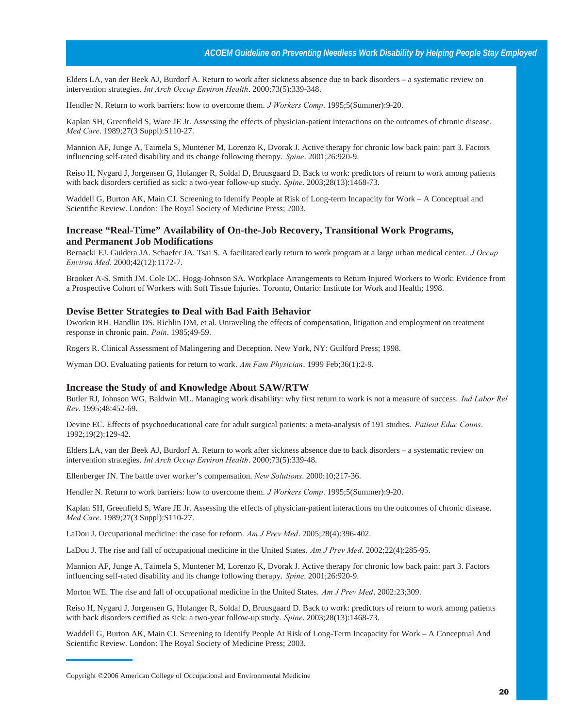Elders LA, van der Beek AJ, Burdorf A. Return to work after sickness absence due to back disorders – a systematic review on intervention strategies. *Int Arch Occup Environ Health*. 2000;73(5):339-348.

Hendler N. Return to work barriers: how to overcome them. *J Workers Comp*. 1995;5(Summer):9-20.

Kaplan SH, Greenfield S, Ware JE Jr. Assessing the effects of physician-patient interactions on the outcomes of chronic disease. *Med Care*. 1989;27(3 Suppl):S110-27.

Mannion AF, Junge A, Taimela S, Muntener M, Lorenzo K, Dvorak J. Active therapy for chronic low back pain: part 3. Factors influencing self-rated disability and its change following therapy. *Spine*. 2001;26:920-9.

Reiso H, Nygard J, Jorgensen G, Holanger R, Soldal D, Bruusgaard D. Back to work: predictors of return to work among patients with back disorders certified as sick: a two-year follow-up study. *Spine*. 2003;28(13):1468-73.

Waddell G, Burton AK, Main CJ. Screening to Identify People at Risk of Long-term Incapacity for Work – A Conceptual and Scientific Review. London: The Royal Society of Medicine Press; 2003.

### Increase "Real-Time" Availability of On-the-Job Recovery, Transitional Work Programs, and Permanent Job Modifications

Bernacki EJ. Guidera JA. Schaefer JA. Tsai S. A facilitated early return to work program at a large urban medical center. *J Occup Environ Med*. 2000;42(12):1172-7.

Brooker A-S. Smith JM. Cole DC. Hogg-Johnson SA. Workplace Arrangements to Return Injured Workers to Work: Evidence from a Prospective Cohort of Workers with Soft Tissue Injuries. Toronto, Ontario: Institute for Work and Health; 1998.

### Devise Better Strategies to Deal with Bad Faith Behavior

Dworkin RH. Handlin DS. Richlin DM, et al. Unraveling the effects of compensation, litigation and employment on treatment response in chronic pain. *Pain*. 1985;49-59.

Rogers R. Clinical Assessment of Malingering and Deception. New York, NY: Guilford Press; 1998.

Wyman DO. Evaluating patients for return to work. *Am Fam Physician*. 1999 Feb;36(1):2-9.

### Increase the Study of and Knowledge About SAW/RTW

Butler RJ, Johnson WG, Baldwin ML. Managing work disability: why first return to work is not a measure of success. *Ind Labor Rel Rev*. 1995;48:452-69.

Devine EC. Effects of psychoeducational care for adult surgical patients: a meta-analysis of 191 studies. *Patient Educ Couns*. 1992;19(2):129-42.

Elders LA, van der Beek AJ, Burdorf A. Return to work after sickness absence due to back disorders – a systematic review on intervention strategies. *Int Arch Occup Environ Health*. 2000;73(5):339-48.

Ellenberger JN. The battle over worker's compensation. *New Solutions*. 2000:10;217-36.

Hendler N. Return to work barriers: how to overcome them. *J Workers Comp*. 1995;5(Summer):9-20.

Kaplan SH, Greenfield S, Ware JE Jr. Assessing the effects of physician-patient interactions on the outcomes of chronic disease. *Med Care*. 1989;27(3 Suppl):S110-27.

LaDou J. Occupational medicine: the case for reform. *Am J Prev Med*. 2005;28(4):396-402.

LaDou J. The rise and fall of occupational medicine in the United States. *Am J Prev Med*. 2002;22(4):285-95.

Mannion AF, Junge A, Taimela S, Muntener M, Lorenzo K, Dvorak J. Active therapy for chronic low back pain: part 3. Factors influencing self-rated disability and its change following therapy. *Spine*. 2001;26:920-9.

Morton WE. The rise and fall of occupational medicine in the United States. *Am J Prev Med*. 2002:23;309.

Reiso H, Nygard J, Jorgensen G, Holanger R, Soldal D, Bruusgaard D. Back to work: predictors of return to work among patients with back disorders certified as sick: a two-year follow-up study. *Spine*. 2003;28(13):1468-73.

Waddell G, Burton AK, Main CJ. Screening to Identify People At Risk of Long-Term Incapacity for Work – A Conceptual And Scientific Review. London: The Royal Society of Medicine Press; 2003.

Copyright ©2006 American College of Occupational and Environmental Medicine